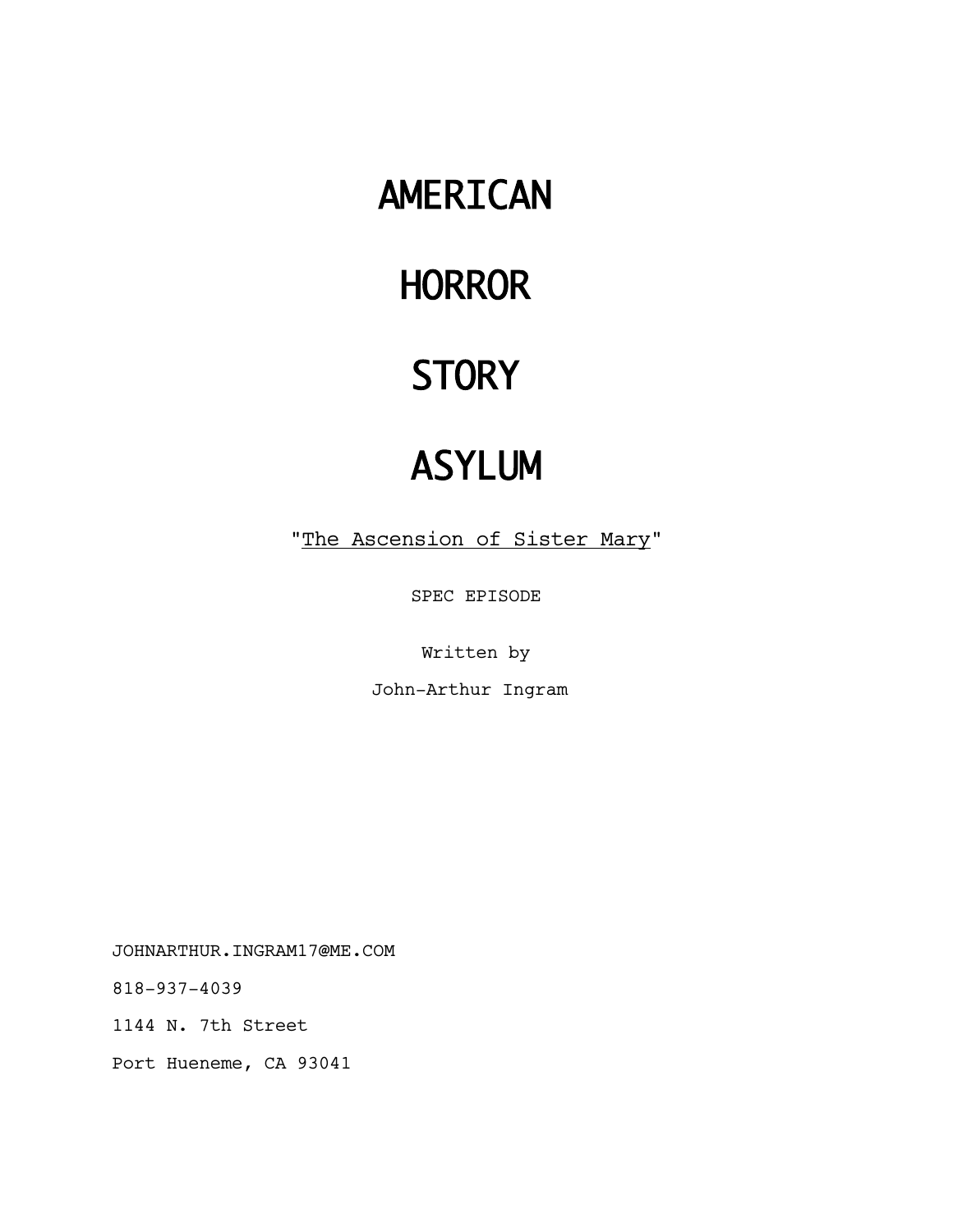# AMERICAN

# HORROR

# STORY

# ASYLUM

"The Ascension of Sister Mary"

SPEC EPISODE

Written by

John-Arthur Ingram

JOHNARTHUR.INGRAM17@ME.COM

818-937-4039

1144 N. 7th Street

Port Hueneme, CA 93041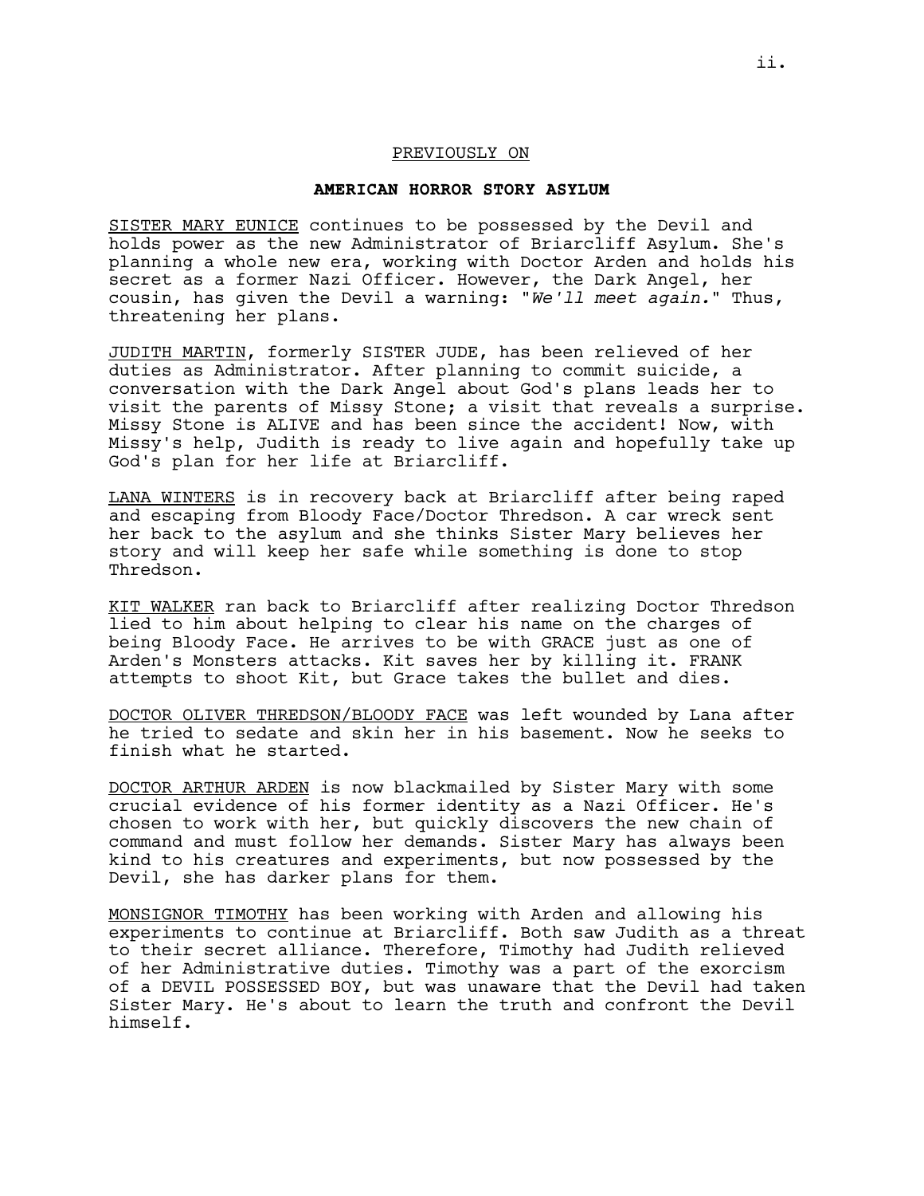PREVIOUSLY ON

**AMERICAN HORROR STORY ASYLUM**

SISTER MARY EUNICE continues to be possessed by the Devil and holds power as the new Administrator of Briarcliff Asylum. She's planning a whole new era, working with Doctor Arden and holds his secret as a former Nazi Officer. However, the Dark Angel, her cousin, has given the Devil a warning: "*We'll meet again.*" Thus, threatening her plans.

JUDITH MARTIN, formerly SISTER JUDE, has been relieved of her duties as Administrator. After planning to commit suicide, a conversation with the Dark Angel about God's plans leads her to visit the parents of Missy Stone; a visit that reveals a surprise. Missy Stone is ALIVE and has been since the accident! Now, with Missy's help, Judith is ready to live again and hopefully take up God's plan for her life at Briarcliff.

LANA WINTERS is in recovery back at Briarcliff after being raped and escaping from Bloody Face/Doctor Thredson. A car wreck sent her back to the asylum and she thinks Sister Mary believes her story and will keep her safe while something is done to stop Thredson.

KIT WALKER ran back to Briarcliff after realizing Doctor Thredson lied to him about helping to clear his name on the charges of being Bloody Face. He arrives to be with GRACE just as one of Arden's Monsters attacks. Kit saves her by killing it. FRANK attempts to shoot Kit, but Grace takes the bullet and dies.

DOCTOR OLIVER THREDSON/BLOODY FACE was left wounded by Lana after he tried to sedate and skin her in his basement. Now he seeks to finish what he started.

DOCTOR ARTHUR ARDEN is now blackmailed by Sister Mary with some crucial evidence of his former identity as a Nazi Officer. He's chosen to work with her, but quickly discovers the new chain of command and must follow her demands. Sister Mary has always been kind to his creatures and experiments, but now possessed by the Devil, she has darker plans for them.

MONSIGNOR TIMOTHY has been working with Arden and allowing his experiments to continue at Briarcliff. Both saw Judith as a threat to their secret alliance. Therefore, Timothy had Judith relieved of her Administrative duties. Timothy was a part of the exorcism of a DEVIL POSSESSED BOY, but was unaware that the Devil had taken Sister Mary. He's about to learn the truth and confront the Devil himself.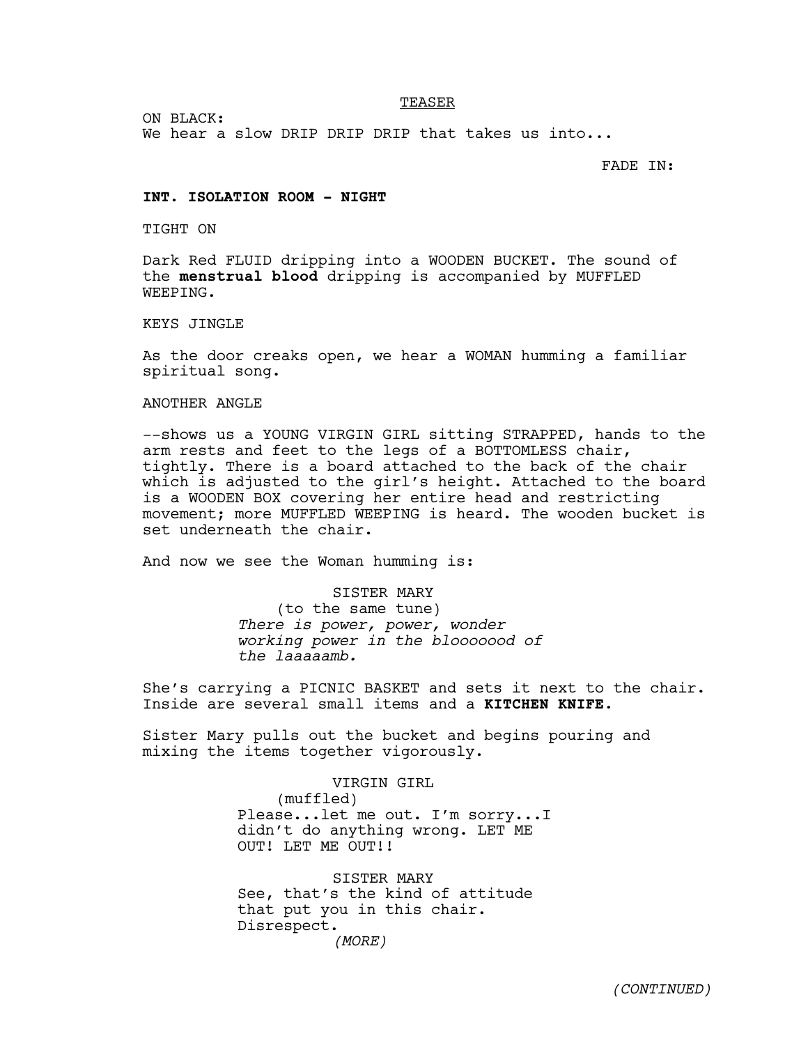TEASER

ON BLACK:
We hear a slow DRIP DRIP DRIP that takes us into...

FADE IN:

**INT. ISOLATION ROOM - NIGHT**

TIGHT ON

Dark Red FLUID dripping into a WOODEN BUCKET. The sound of the **menstrual blood** dripping is accompanied by MUFFLED WEEPING.

KEYS JINGLE

As the door creaks open, we hear a WOMAN humming a familiar spiritual song.

ANOTHER ANGLE

--shows us a YOUNG VIRGIN GIRL sitting STRAPPED, hands to the arm rests and feet to the legs of a BOTTOMLESS chair, tightly. There is a board attached to the back of the chair which is adjusted to the girl's height. Attached to the board is a WOODEN BOX covering her entire head and restricting movement; more MUFFLED WEEPING is heard. The wooden bucket is set underneath the chair.

And now we see the Woman humming is:

SISTER MARY
(to the same tune)
*There is power, power, wonder working power in the blooooood of the laaaaamb.*

She's carrying a PICNIC BASKET and sets it next to the chair. Inside are several small items and a **KITCHEN KNIFE.**

Sister Mary pulls out the bucket and begins pouring and mixing the items together vigorously.

VIRGIN GIRL
(muffled)
Please...let me out. I'm sorry...I didn't do anything wrong. LET ME OUT! LET ME OUT!!

SISTER MARY
See, that's the kind of attitude that put you in this chair. Disrespect.
*(MORE)*

*(CONTINUED)*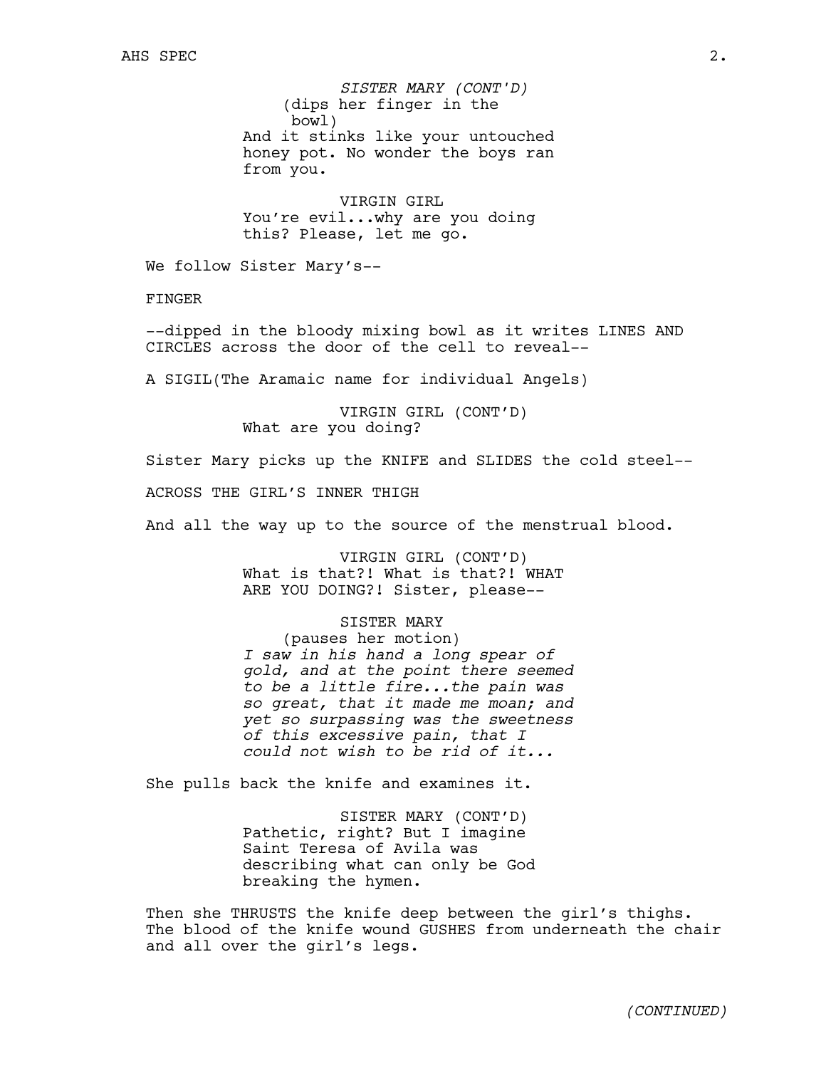*SISTER MARY (CONT'D)*
(dips her finger in the bowl)
And it stinks like your untouched honey pot. No wonder the boys ran from you.

VIRGIN GIRL
You're evil...why are you doing this? Please, let me go.

We follow Sister Mary's--

FINGER

--dipped in the bloody mixing bowl as it writes LINES AND CIRCLES across the door of the cell to reveal--

A SIGIL(The Aramaic name for individual Angels)

VIRGIN GIRL (CONT'D)
What are you doing?

Sister Mary picks up the KNIFE and SLIDES the cold steel--

ACROSS THE GIRL'S INNER THIGH

And all the way up to the source of the menstrual blood.

VIRGIN GIRL (CONT'D)
What is that?! What is that?! WHAT ARE YOU DOING?! Sister, please--

SISTER MARY
(pauses her motion)
*I saw in his hand a long spear of gold, and at the point there seemed to be a little fire...the pain was so great, that it made me moan; and yet so surpassing was the sweetness of this excessive pain, that I could not wish to be rid of it...*

She pulls back the knife and examines it.

SISTER MARY (CONT'D)
Pathetic, right? But I imagine Saint Teresa of Avila was describing what can only be God breaking the hymen.

Then she THRUSTS the knife deep between the girl's thighs. The blood of the knife wound GUSHES from underneath the chair and all over the girl's legs.

*(CONTINUED)*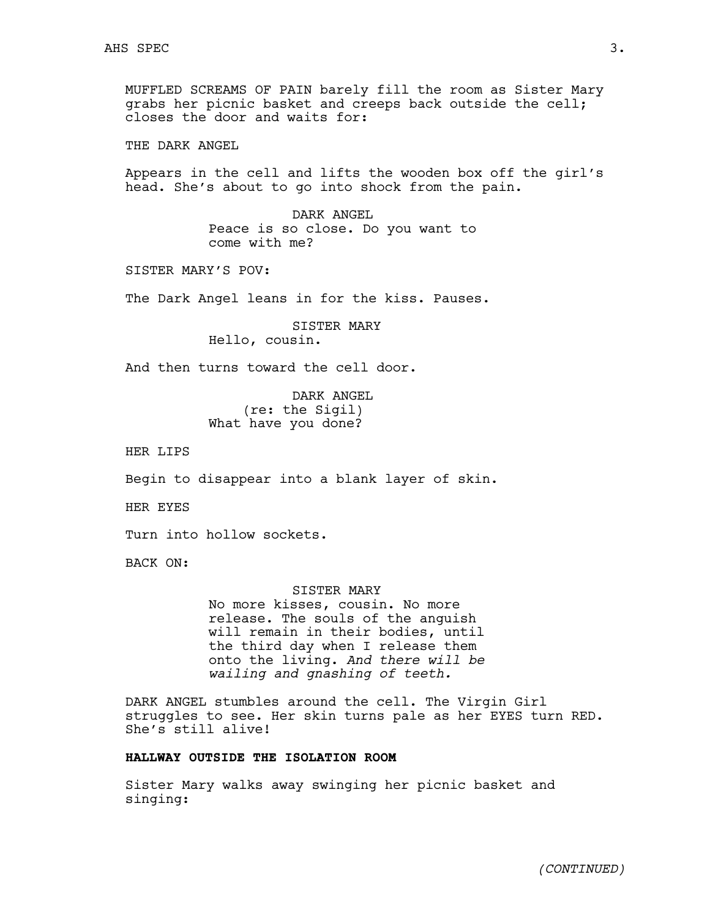MUFFLED SCREAMS OF PAIN barely fill the room as Sister Mary grabs her picnic basket and creeps back outside the cell; closes the door and waits for:

THE DARK ANGEL

Appears in the cell and lifts the wooden box off the girl's head. She's about to go into shock from the pain.

DARK ANGEL
Peace is so close. Do you want to come with me?

SISTER MARY'S POV:

The Dark Angel leans in for the kiss. Pauses.

SISTER MARY
Hello, cousin.

And then turns toward the cell door.

DARK ANGEL
(re: the Sigil)
What have you done?

HER LIPS

Begin to disappear into a blank layer of skin.

HER EYES

Turn into hollow sockets.

BACK ON:

SISTER MARY
No more kisses, cousin. No more release. The souls of the anguish will remain in their bodies, until the third day when I release them onto the living. *And there will be wailing and gnashing of teeth.*

DARK ANGEL stumbles around the cell. The Virgin Girl struggles to see. Her skin turns pale as her EYES turn RED. She's still alive!

**HALLWAY OUTSIDE THE ISOLATION ROOM**

Sister Mary walks away swinging her picnic basket and singing:

*(CONTINUED)*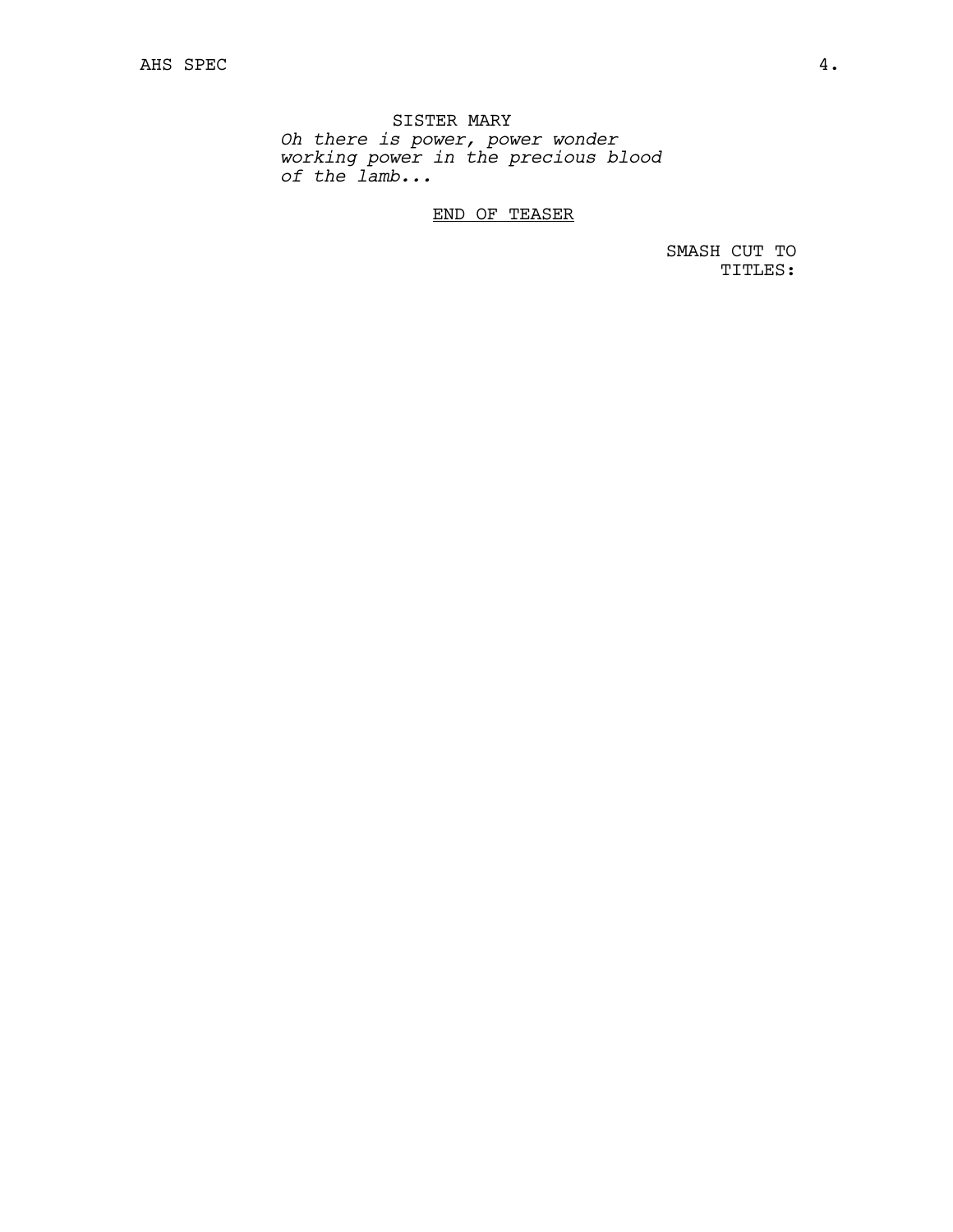SISTER MARY

*Oh there is power, power wonder working power in the precious blood of the lamb...*

END OF TEASER

SMASH CUT TO TITLES: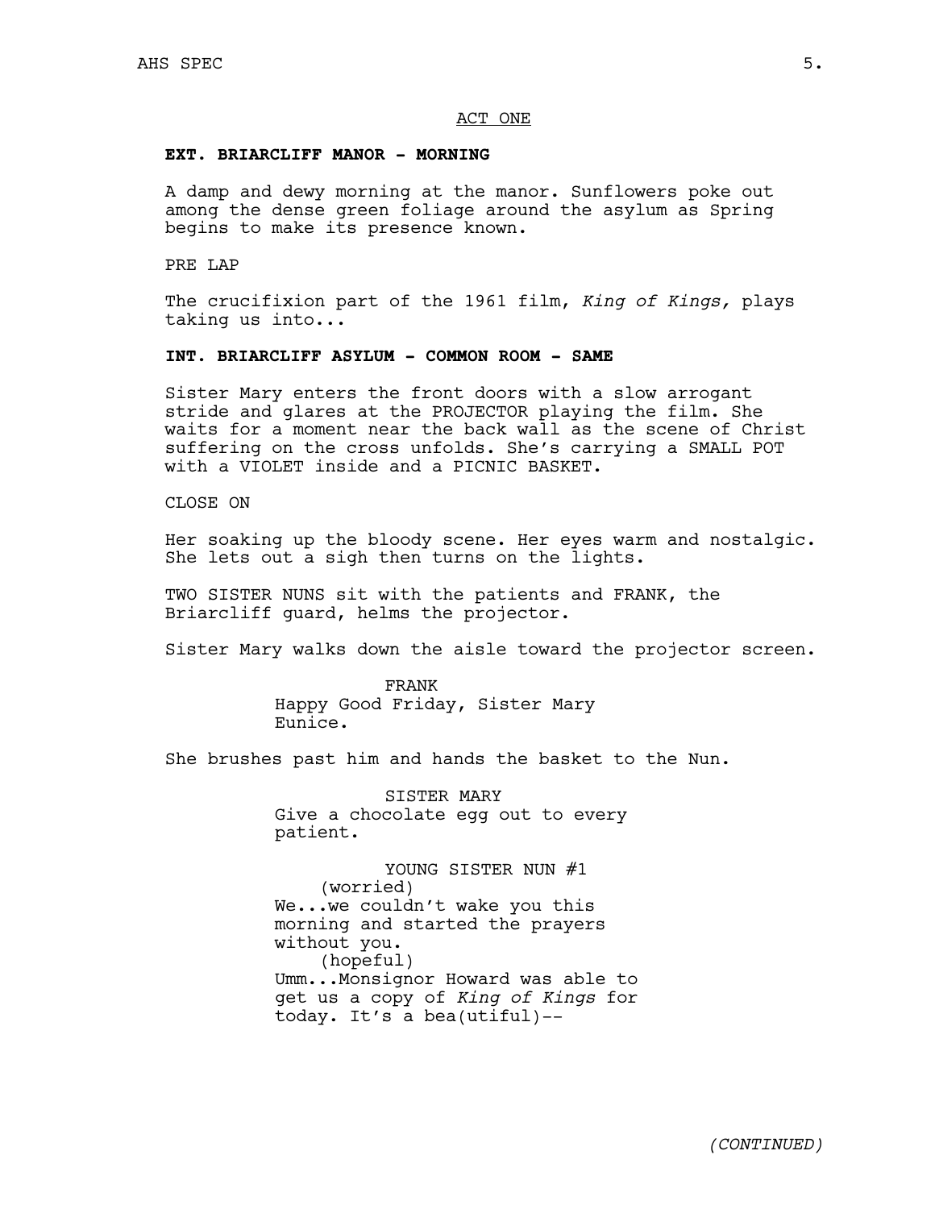ACT ONE

**EXT. BRIARCLIFF MANOR - MORNING**

A damp and dewy morning at the manor. Sunflowers poke out among the dense green foliage around the asylum as Spring begins to make its presence known.

PRE LAP

The crucifixion part of the 1961 film, *King of Kings,* plays taking us into...

**INT. BRIARCLIFF ASYLUM - COMMON ROOM - SAME**

Sister Mary enters the front doors with a slow arrogant stride and glares at the PROJECTOR playing the film. She waits for a moment near the back wall as the scene of Christ suffering on the cross unfolds. She's carrying a SMALL POT with a VIOLET inside and a PICNIC BASKET.

CLOSE ON

Her soaking up the bloody scene. Her eyes warm and nostalgic. She lets out a sigh then turns on the lights.

TWO SISTER NUNS sit with the patients and FRANK, the Briarcliff guard, helms the projector.

Sister Mary walks down the aisle toward the projector screen.

FRANK
Happy Good Friday, Sister Mary Eunice.

She brushes past him and hands the basket to the Nun.

SISTER MARY
Give a chocolate egg out to every patient.

YOUNG SISTER NUN #1
(worried)
We...we couldn't wake you this morning and started the prayers without you.
(hopeful)
Umm...Monsignor Howard was able to get us a copy of *King of Kings* for today. It's a bea(utiful)--

(CONTINUED)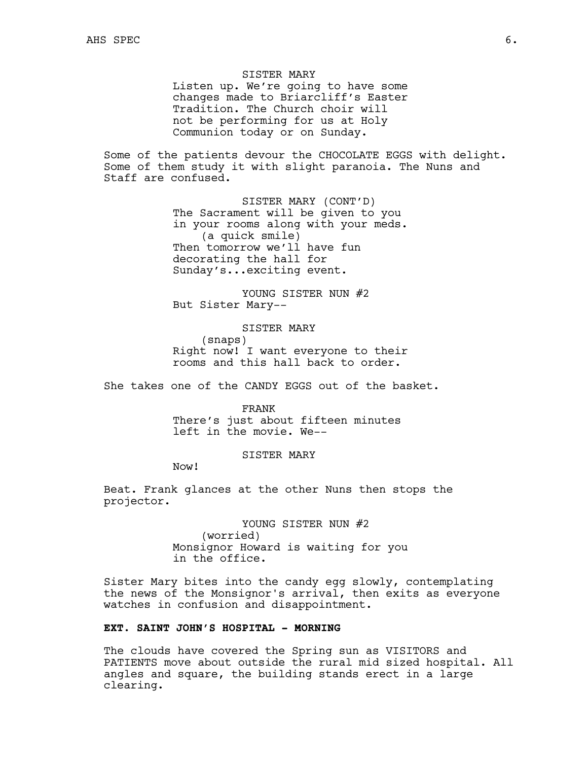SISTER MARY

Listen up. We're going to have some changes made to Briarcliff's Easter Tradition. The Church choir will not be performing for us at Holy Communion today or on Sunday.

Some of the patients devour the CHOCOLATE EGGS with delight. Some of them study it with slight paranoia. The Nuns and Staff are confused.

SISTER MARY (CONT'D)

The Sacrament will be given to you in your rooms along with your meds.
(a quick smile)
Then tomorrow we'll have fun decorating the hall for Sunday's...exciting event.

YOUNG SISTER NUN #2

But Sister Mary--

SISTER MARY

(snaps)
Right now! I want everyone to their rooms and this hall back to order.

She takes one of the CANDY EGGS out of the basket.

FRANK

There's just about fifteen minutes left in the movie. We--

SISTER MARY

Now!

Beat. Frank glances at the other Nuns then stops the projector.

YOUNG SISTER NUN #2

(worried)
Monsignor Howard is waiting for you in the office.

Sister Mary bites into the candy egg slowly, contemplating the news of the Monsignor's arrival, then exits as everyone watches in confusion and disappointment.

**EXT. SAINT JOHN'S HOSPITAL - MORNING**

The clouds have covered the Spring sun as VISITORS and PATIENTS move about outside the rural mid sized hospital. All angles and square, the building stands erect in a large clearing.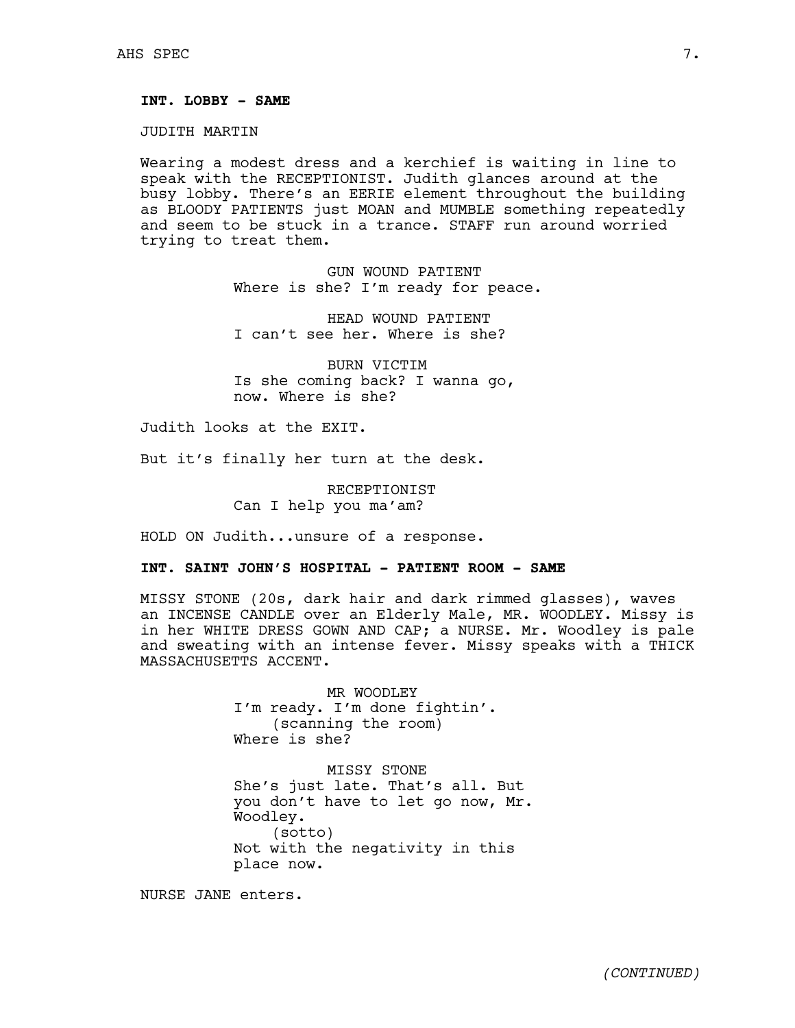**INT. LOBBY - SAME**

JUDITH MARTIN

Wearing a modest dress and a kerchief is waiting in line to speak with the RECEPTIONIST. Judith glances around at the busy lobby. There's an EERIE element throughout the building as BLOODY PATIENTS just MOAN and MUMBLE something repeatedly and seem to be stuck in a trance. STAFF run around worried trying to treat them.

GUN WOUND PATIENT
Where is she? I'm ready for peace.

HEAD WOUND PATIENT
I can't see her. Where is she?

BURN VICTIM
Is she coming back? I wanna go, now. Where is she?

Judith looks at the EXIT.

But it's finally her turn at the desk.

RECEPTIONIST
Can I help you ma'am?

HOLD ON Judith...unsure of a response.

**INT. SAINT JOHN'S HOSPITAL - PATIENT ROOM - SAME**

MISSY STONE (20s, dark hair and dark rimmed glasses), waves an INCENSE CANDLE over an Elderly Male, MR. WOODLEY. Missy is in her WHITE DRESS GOWN AND CAP; a NURSE. Mr. Woodley is pale and sweating with an intense fever. Missy speaks with a THICK MASSACHUSETTS ACCENT.

MR WOODLEY
I'm ready. I'm done fightin'.
(scanning the room)
Where is she?

MISSY STONE
She's just late. That's all. But you don't have to let go now, Mr. Woodley.
(sotto)
Not with the negativity in this place now.

NURSE JANE enters.

*(CONTINUED)*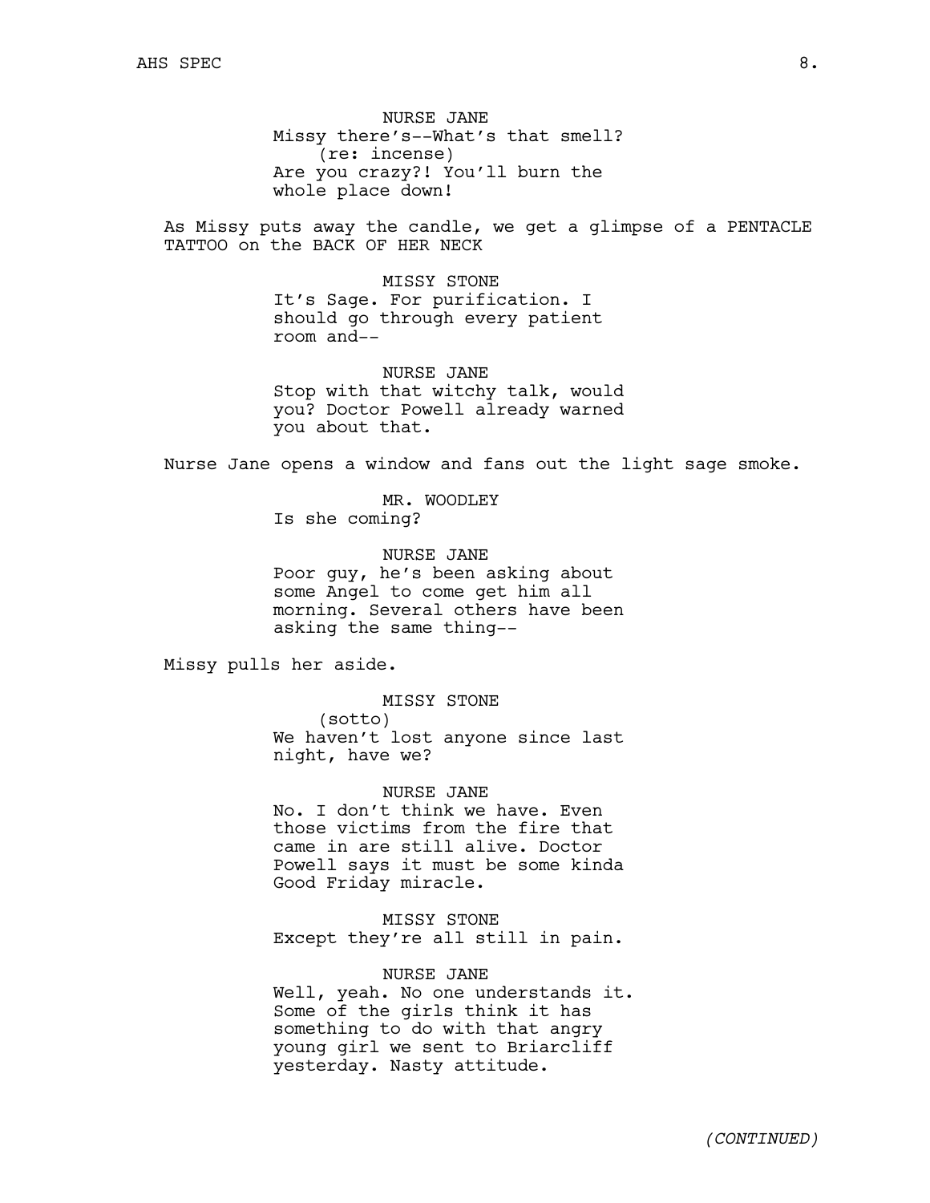NURSE JANE
Missy there's--What's that smell?
(re: incense)
Are you crazy?! You'll burn the whole place down!

As Missy puts away the candle, we get a glimpse of a PENTACLE TATTOO on the BACK OF HER NECK

MISSY STONE
It's Sage. For purification. I should go through every patient room and--

NURSE JANE
Stop with that witchy talk, would you? Doctor Powell already warned you about that.

Nurse Jane opens a window and fans out the light sage smoke.

MR. WOODLEY
Is she coming?

NURSE JANE
Poor guy, he's been asking about some Angel to come get him all morning. Several others have been asking the same thing--

Missy pulls her aside.

MISSY STONE
(sotto)
We haven't lost anyone since last night, have we?

NURSE JANE
No. I don't think we have. Even those victims from the fire that came in are still alive. Doctor Powell says it must be some kinda Good Friday miracle.

MISSY STONE
Except they're all still in pain.

NURSE JANE
Well, yeah. No one understands it. Some of the girls think it has something to do with that angry young girl we sent to Briarcliff yesterday. Nasty attitude.

*(CONTINUED)*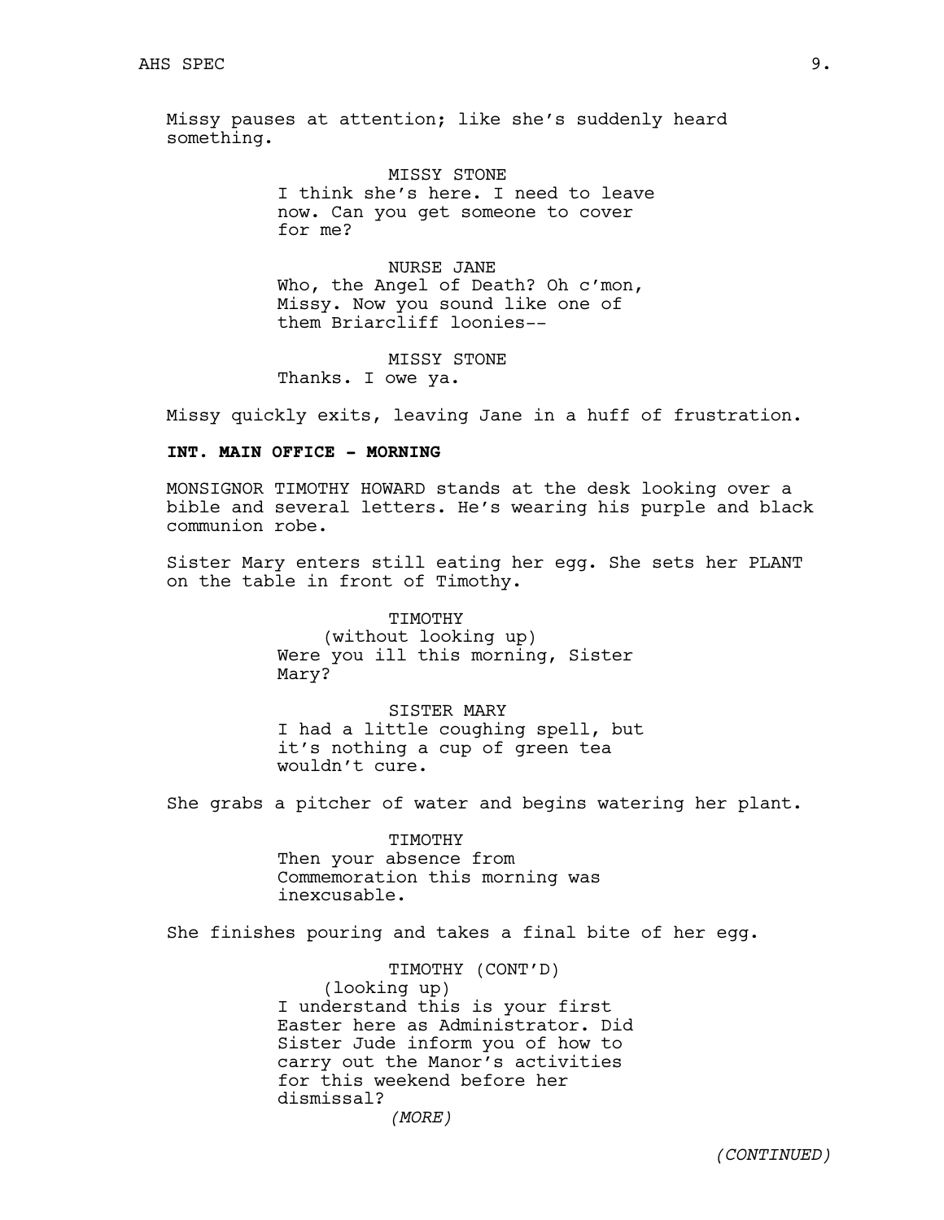Missy pauses at attention; like she's suddenly heard something.

MISSY STONE
I think she's here. I need to leave now. Can you get someone to cover for me?

NURSE JANE
Who, the Angel of Death? Oh c'mon, Missy. Now you sound like one of them Briarcliff loonies--

MISSY STONE
Thanks. I owe ya.

Missy quickly exits, leaving Jane in a huff of frustration.

**INT. MAIN OFFICE - MORNING**

MONSIGNOR TIMOTHY HOWARD stands at the desk looking over a bible and several letters. He's wearing his purple and black communion robe.

Sister Mary enters still eating her egg. She sets her PLANT on the table in front of Timothy.

TIMOTHY
(without looking up)
Were you ill this morning, Sister Mary?

SISTER MARY
I had a little coughing spell, but it's nothing a cup of green tea wouldn't cure.

She grabs a pitcher of water and begins watering her plant.

TIMOTHY
Then your absence from Commemoration this morning was inexcusable.

She finishes pouring and takes a final bite of her egg.

TIMOTHY (CONT'D)
(looking up)
I understand this is your first Easter here as Administrator. Did Sister Jude inform you of how to carry out the Manor's activities for this weekend before her dismissal?
*(MORE)*

*(CONTINUED)*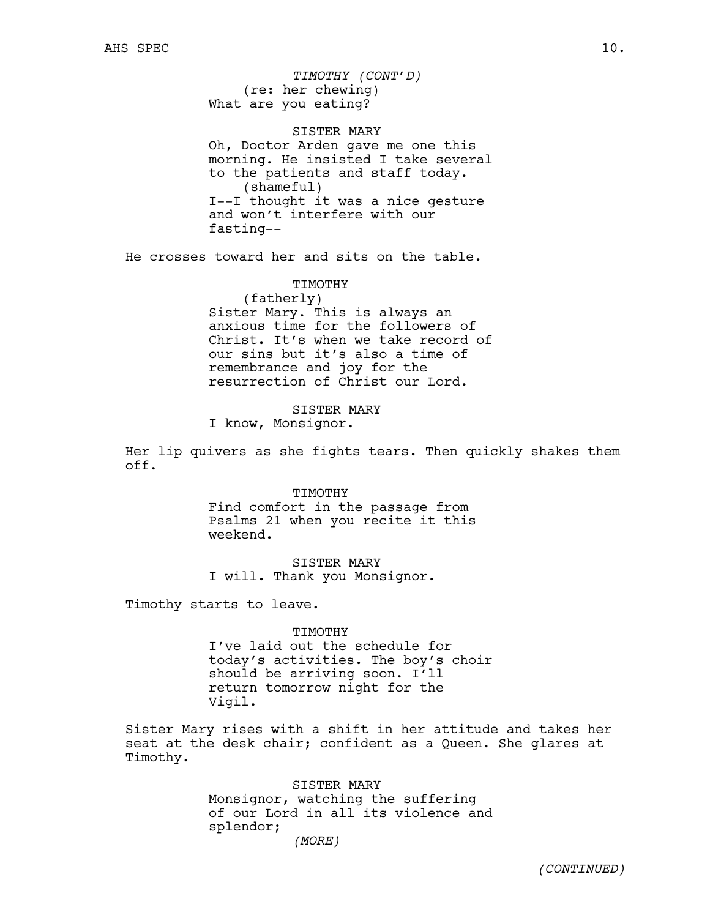*TIMOTHY (CONT'D)*
(re: her chewing)
What are you eating?

SISTER MARY
Oh, Doctor Arden gave me one this morning. He insisted I take several to the patients and staff today.
(shameful)
I--I thought it was a nice gesture and won't interfere with our fasting--

He crosses toward her and sits on the table.

TIMOTHY
(fatherly)
Sister Mary. This is always an anxious time for the followers of Christ. It's when we take record of our sins but it's also a time of remembrance and joy for the resurrection of Christ our Lord.

SISTER MARY
I know, Monsignor.

Her lip quivers as she fights tears. Then quickly shakes them off.

TIMOTHY
Find comfort in the passage from Psalms 21 when you recite it this weekend.

SISTER MARY
I will. Thank you Monsignor.

Timothy starts to leave.

TIMOTHY
I've laid out the schedule for today's activities. The boy's choir should be arriving soon. I'll return tomorrow night for the Vigil.

Sister Mary rises with a shift in her attitude and takes her seat at the desk chair; confident as a Queen. She glares at Timothy.

SISTER MARY
Monsignor, watching the suffering of our Lord in all its violence and splendor;
*(MORE)*

*(CONTINUED)*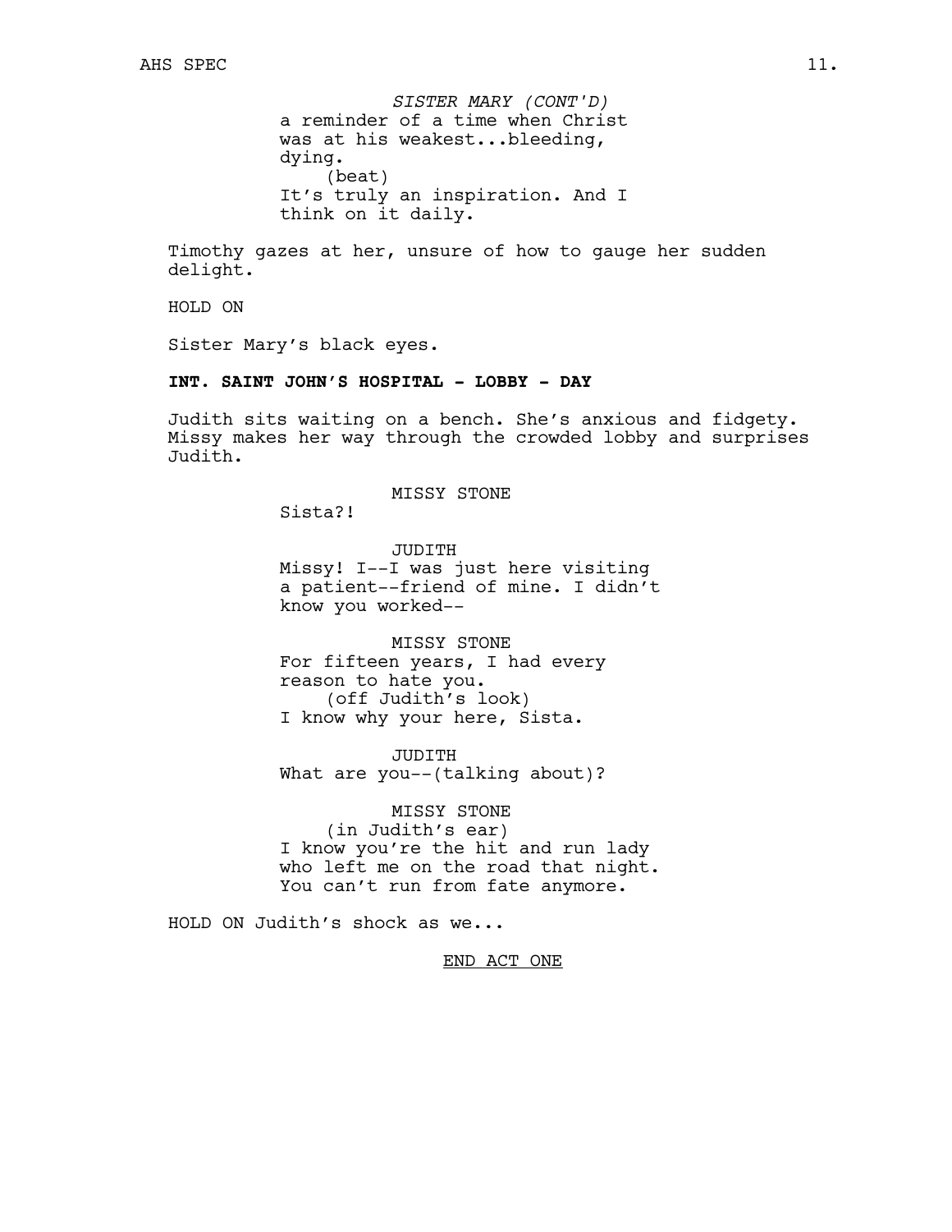*SISTER MARY (CONT'D)*
a reminder of a time when Christ was at his weakest...bleeding, dying.
(beat)
It's truly an inspiration. And I think on it daily.

Timothy gazes at her, unsure of how to gauge her sudden delight.

HOLD ON

Sister Mary's black eyes.

**INT. SAINT JOHN'S HOSPITAL - LOBBY - DAY**

Judith sits waiting on a bench. She's anxious and fidgety. Missy makes her way through the crowded lobby and surprises Judith.

MISSY STONE
Sista?!

JUDITH
Missy! I--I was just here visiting a patient--friend of mine. I didn't know you worked--

MISSY STONE
For fifteen years, I had every reason to hate you.
(off Judith's look)
I know why your here, Sista.

JUDITH
What are you--(talking about)?

MISSY STONE
(in Judith's ear)
I know you're the hit and run lady who left me on the road that night. You can't run from fate anymore.

HOLD ON Judith's shock as we...

END ACT ONE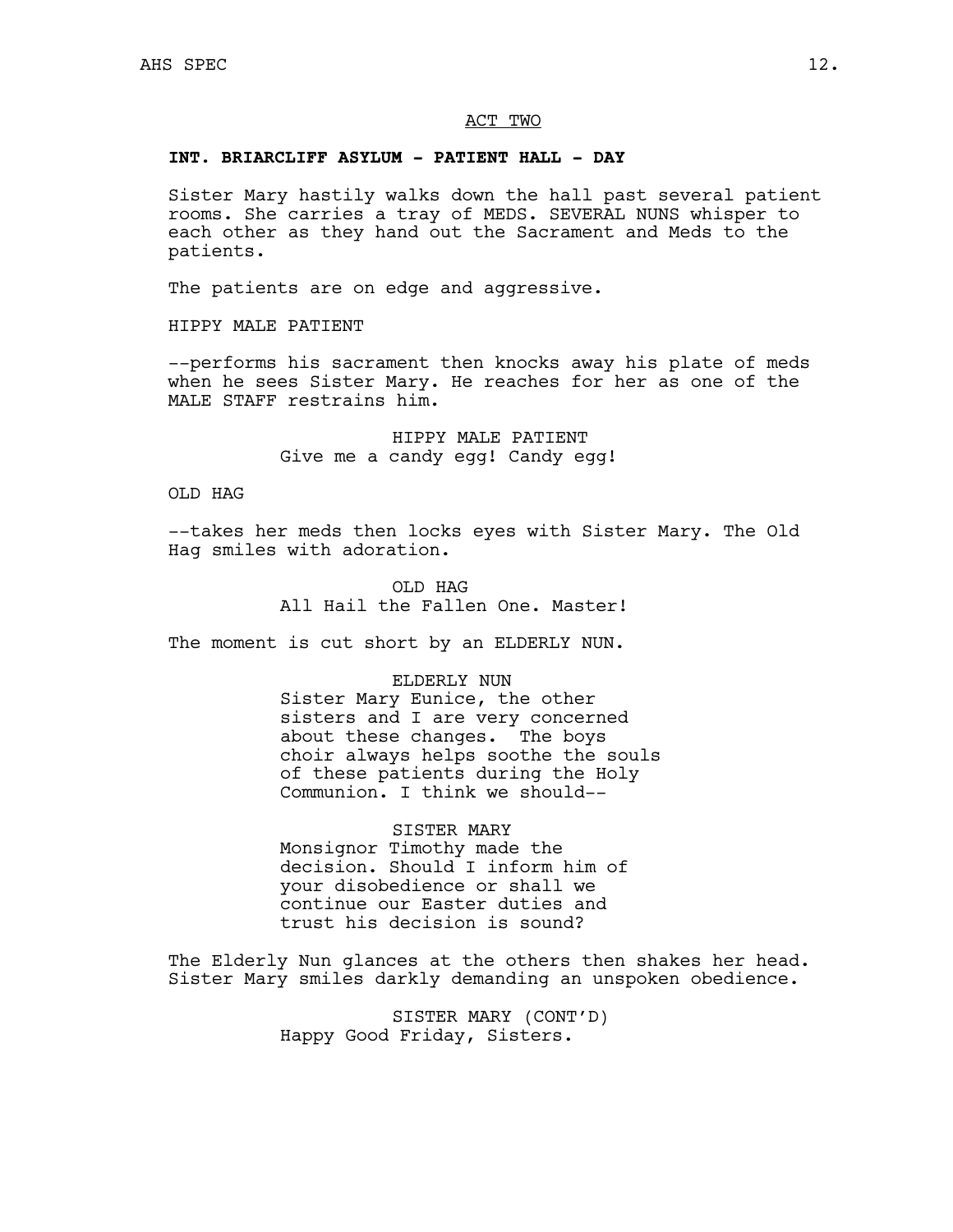ACT TWO

**INT. BRIARCLIFF ASYLUM - PATIENT HALL - DAY**

Sister Mary hastily walks down the hall past several patient rooms. She carries a tray of MEDS. SEVERAL NUNS whisper to each other as they hand out the Sacrament and Meds to the patients.

The patients are on edge and aggressive.

HIPPY MALE PATIENT

--performs his sacrament then knocks away his plate of meds when he sees Sister Mary. He reaches for her as one of the MALE STAFF restrains him.

HIPPY MALE PATIENT
Give me a candy egg! Candy egg!

OLD HAG

--takes her meds then locks eyes with Sister Mary. The Old Hag smiles with adoration.

OLD HAG
All Hail the Fallen One. Master!

The moment is cut short by an ELDERLY NUN.

ELDERLY NUN
Sister Mary Eunice, the other sisters and I are very concerned about these changes. The boys choir always helps soothe the souls of these patients during the Holy Communion. I think we should--

SISTER MARY
Monsignor Timothy made the decision. Should I inform him of your disobedience or shall we continue our Easter duties and trust his decision is sound?

The Elderly Nun glances at the others then shakes her head. Sister Mary smiles darkly demanding an unspoken obedience.

SISTER MARY (CONT'D)
Happy Good Friday, Sisters.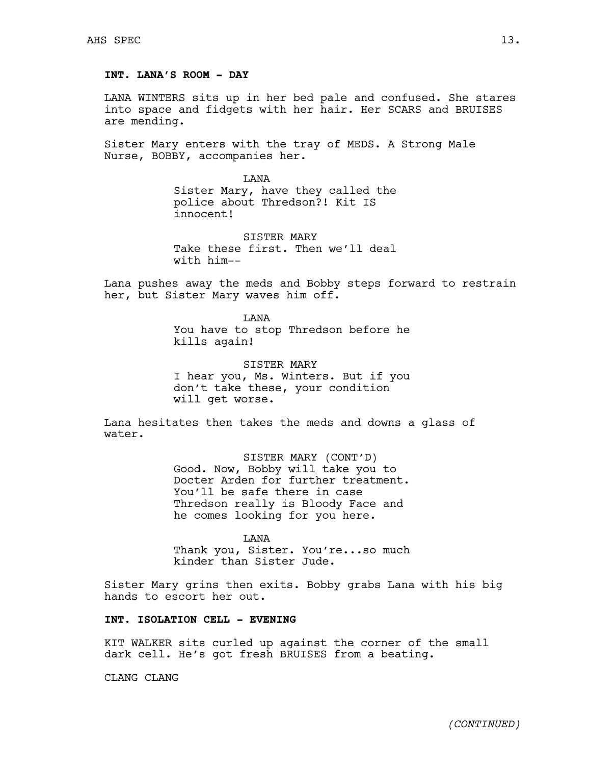**INT. LANA'S ROOM - DAY**

LANA WINTERS sits up in her bed pale and confused. She stares into space and fidgets with her hair. Her SCARS and BRUISES are mending.

Sister Mary enters with the tray of MEDS. A Strong Male Nurse, BOBBY, accompanies her.

LANA
Sister Mary, have they called the police about Thredson?! Kit IS innocent!

SISTER MARY
Take these first. Then we'll deal with him--

Lana pushes away the meds and Bobby steps forward to restrain her, but Sister Mary waves him off.

LANA
You have to stop Thredson before he kills again!

SISTER MARY
I hear you, Ms. Winters. But if you don't take these, your condition will get worse.

Lana hesitates then takes the meds and downs a glass of water.

SISTER MARY (CONT'D)
Good. Now, Bobby will take you to Docter Arden for further treatment. You'll be safe there in case Thredson really is Bloody Face and he comes looking for you here.

LANA
Thank you, Sister. You're...so much kinder than Sister Jude.

Sister Mary grins then exits. Bobby grabs Lana with his big hands to escort her out.

**INT. ISOLATION CELL - EVENING**

KIT WALKER sits curled up against the corner of the small dark cell. He's got fresh BRUISES from a beating.

CLANG CLANG

*(CONTINUED)*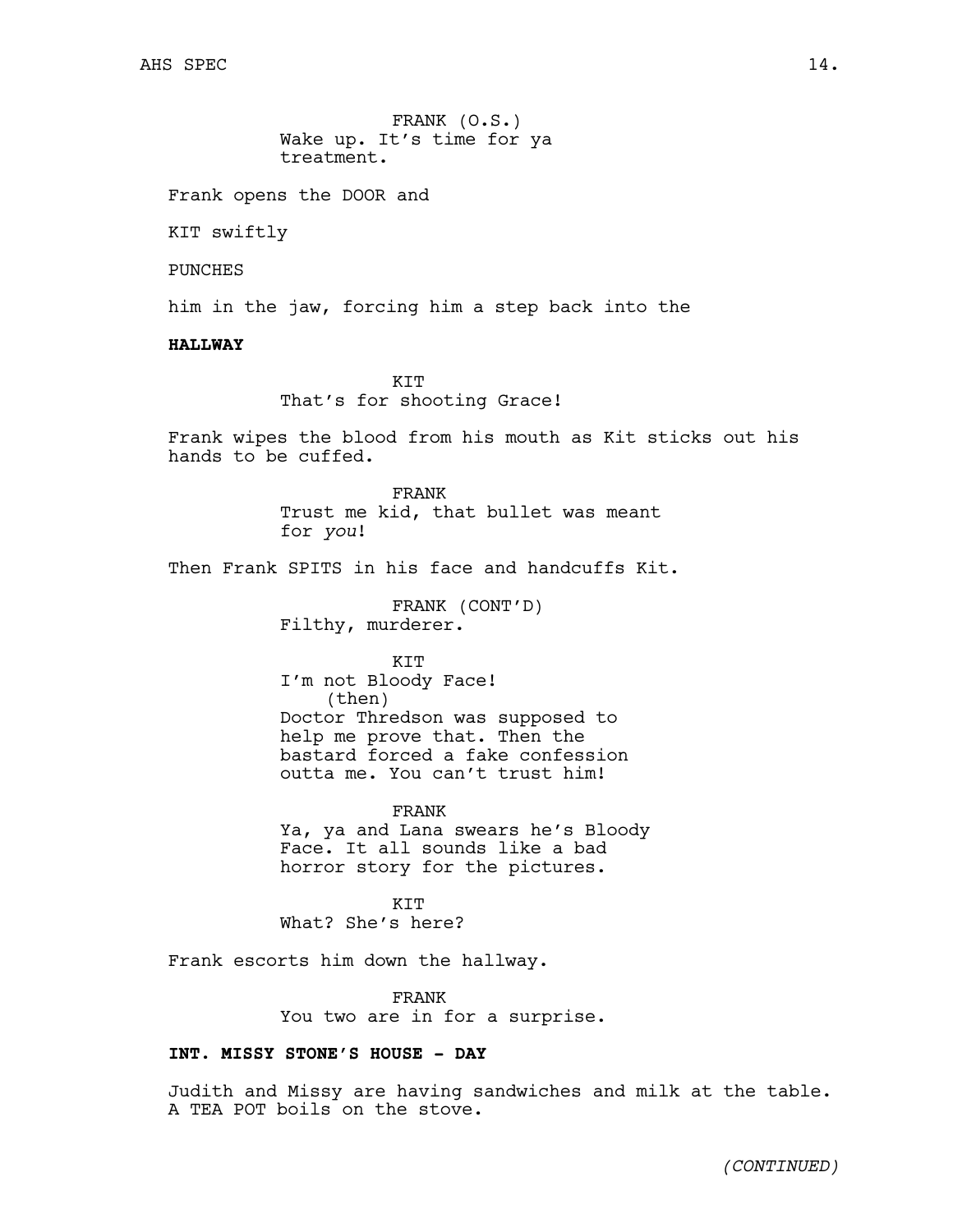FRANK (O.S.)
Wake up. It's time for ya treatment.

Frank opens the DOOR and

KIT swiftly

PUNCHES

him in the jaw, forcing him a step back into the

**HALLWAY**

KIT
That's for shooting Grace!

Frank wipes the blood from his mouth as Kit sticks out his hands to be cuffed.

FRANK
Trust me kid, that bullet was meant for *you*!

Then Frank SPITS in his face and handcuffs Kit.

FRANK (CONT'D)
Filthy, murderer.

KIT
I'm not Bloody Face!
(then)
Doctor Thredson was supposed to help me prove that. Then the bastard forced a fake confession outta me. You can't trust him!

FRANK
Ya, ya and Lana swears he's Bloody Face. It all sounds like a bad horror story for the pictures.

KIT
What? She's here?

Frank escorts him down the hallway.

FRANK
You two are in for a surprise.

**INT. MISSY STONE'S HOUSE - DAY**

Judith and Missy are having sandwiches and milk at the table. A TEA POT boils on the stove.

*(CONTINUED)*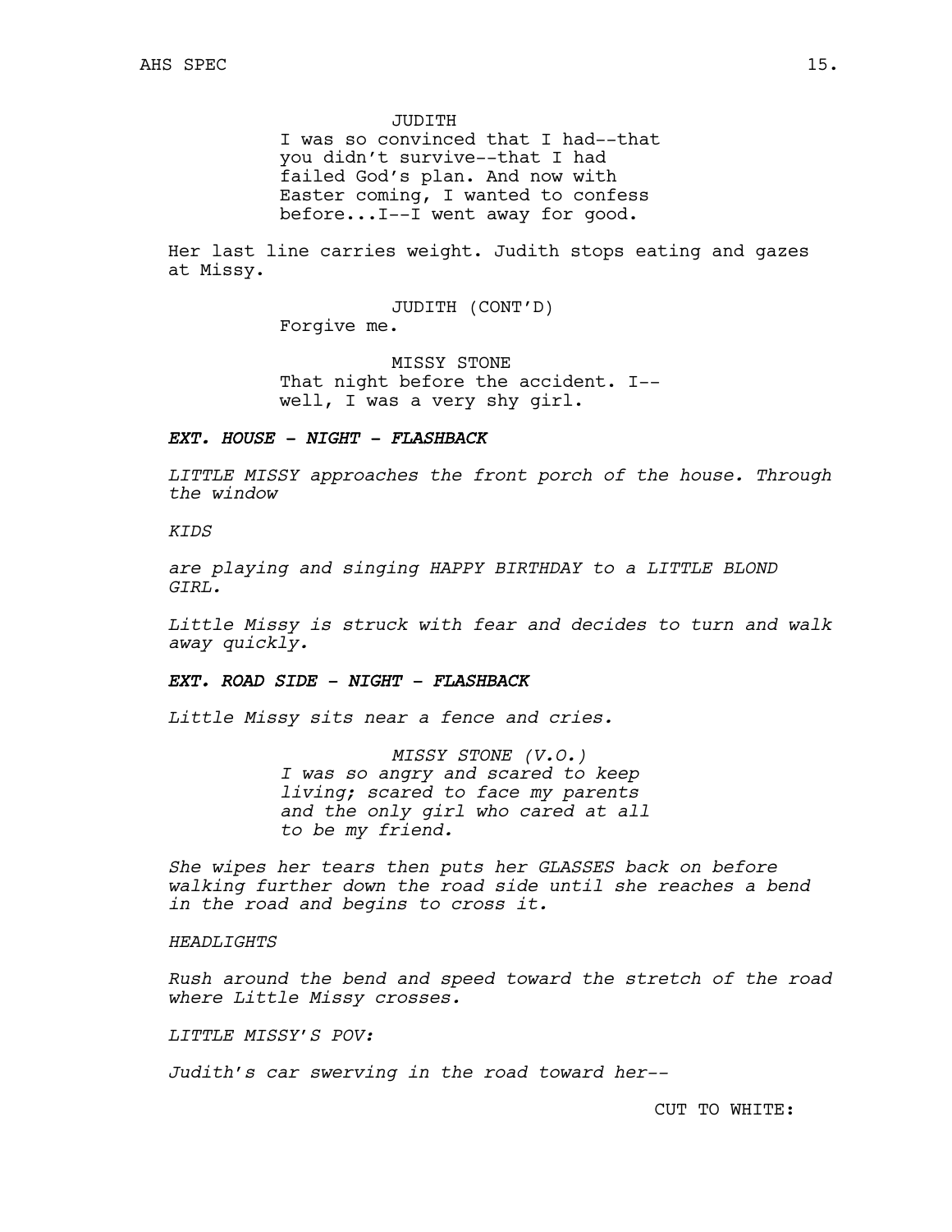JUDITH
I was so convinced that I had--that you didn't survive--that I had failed God's plan. And now with Easter coming, I wanted to confess before...I--I went away for good.

Her last line carries weight. Judith stops eating and gazes at Missy.

JUDITH (CONT'D)
Forgive me.

MISSY STONE
That night before the accident. I-- well, I was a very shy girl.

***EXT. HOUSE - NIGHT - FLASHBACK***

*LITTLE MISSY approaches the front porch of the house. Through the window*

*KIDS*

*are playing and singing HAPPY BIRTHDAY to a LITTLE BLOND GIRL.*

*Little Missy is struck with fear and decides to turn and walk away quickly.*

***EXT. ROAD SIDE - NIGHT - FLASHBACK***

*Little Missy sits near a fence and cries.*

*MISSY STONE (V.O.)*
*I was so angry and scared to keep living; scared to face my parents and the only girl who cared at all to be my friend.*

*She wipes her tears then puts her GLASSES back on before walking further down the road side until she reaches a bend in the road and begins to cross it.*

*HEADLIGHTS*

*Rush around the bend and speed toward the stretch of the road where Little Missy crosses.*

*LITTLE MISSY'S POV:*

*Judith's car swerving in the road toward her--*

CUT TO WHITE: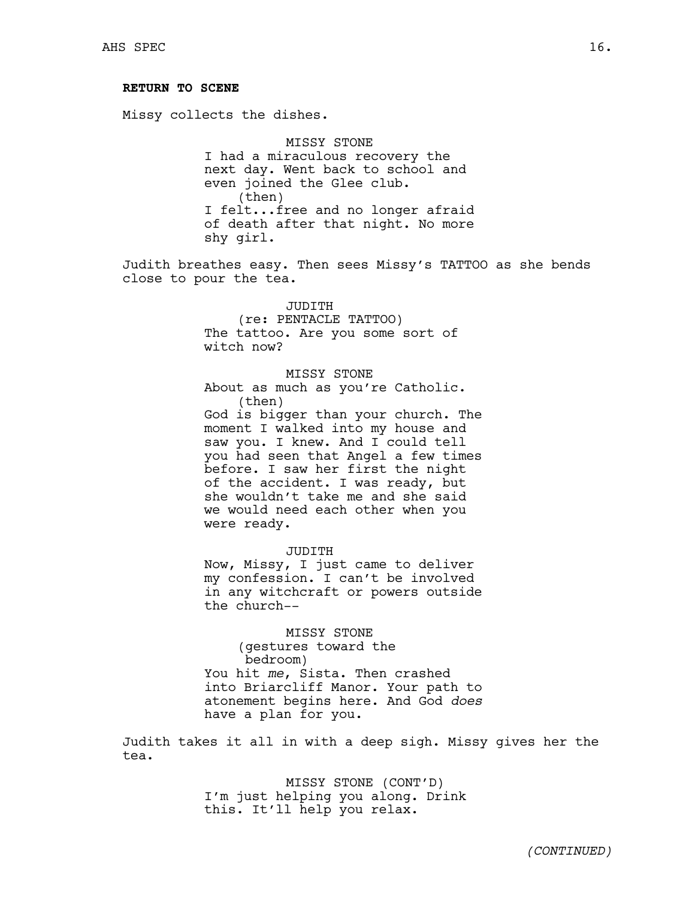**RETURN TO SCENE**

Missy collects the dishes.

MISSY STONE
I had a miraculous recovery the next day. Went back to school and even joined the Glee club.
(then)
I felt...free and no longer afraid of death after that night. No more shy girl.

Judith breathes easy. Then sees Missy's TATTOO as she bends close to pour the tea.

JUDITH
(re: PENTACLE TATTOO)
The tattoo. Are you some sort of witch now?

MISSY STONE
About as much as you're Catholic.
(then)
God is bigger than your church. The moment I walked into my house and saw you. I knew. And I could tell you had seen that Angel a few times before. I saw her first the night of the accident. I was ready, but she wouldn't take me and she said we would need each other when you were ready.

JUDITH
Now, Missy, I just came to deliver my confession. I can't be involved in any witchcraft or powers outside the church--

MISSY STONE
(gestures toward the bedroom)
You hit *me*, Sista. Then crashed into Briarcliff Manor. Your path to atonement begins here. And God *does* have a plan for you.

Judith takes it all in with a deep sigh. Missy gives her the tea.

MISSY STONE (CONT'D)
I'm just helping you along. Drink this. It'll help you relax.

*(CONTINUED)*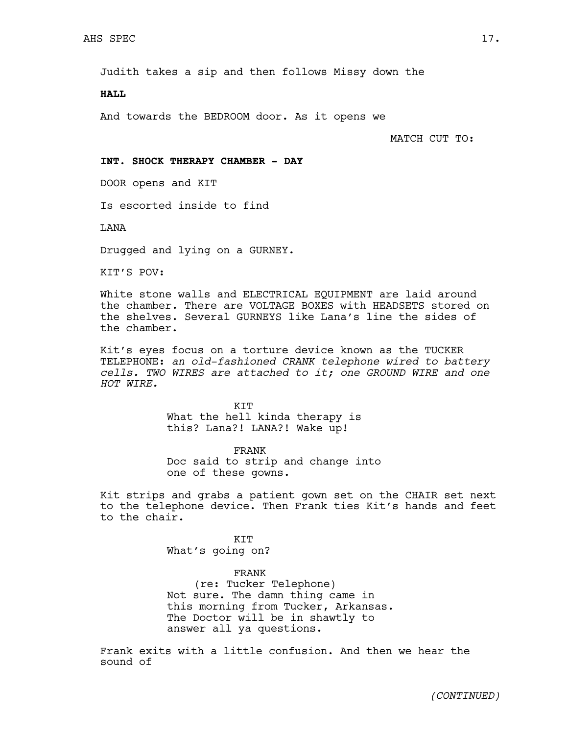Judith takes a sip and then follows Missy down the

**HALL**

And towards the BEDROOM door. As it opens we

MATCH CUT TO:

**INT. SHOCK THERAPY CHAMBER - DAY**

DOOR opens and KIT

Is escorted inside to find

LANA

Drugged and lying on a GURNEY.

KIT'S POV:

White stone walls and ELECTRICAL EQUIPMENT are laid around the chamber. There are VOLTAGE BOXES with HEADSETS stored on the shelves. Several GURNEYS like Lana's line the sides of the chamber.

Kit's eyes focus on a torture device known as the TUCKER TELEPHONE: *an old-fashioned CRANK telephone wired to battery cells. TWO WIRES are attached to it; one GROUND WIRE and one HOT WIRE.*

KIT
What the hell kinda therapy is this? Lana?! LANA?! Wake up!

FRANK
Doc said to strip and change into one of these gowns.

Kit strips and grabs a patient gown set on the CHAIR set next to the telephone device. Then Frank ties Kit's hands and feet to the chair.

KIT
What's going on?

FRANK
(re: Tucker Telephone)
Not sure. The damn thing came in this morning from Tucker, Arkansas. The Doctor will be in shawtly to answer all ya questions.

Frank exits with a little confusion. And then we hear the sound of

*(CONTINUED)*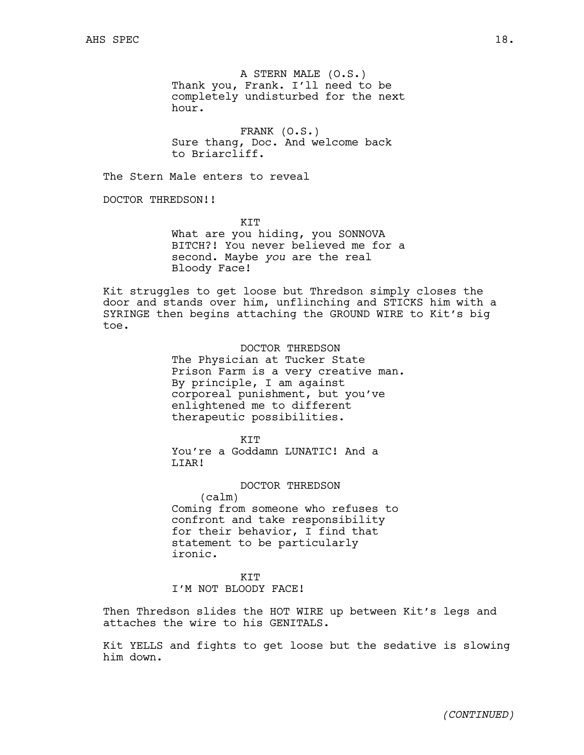A STERN MALE (O.S.)
Thank you, Frank. I'll need to be completely undisturbed for the next hour.

FRANK (O.S.)
Sure thang, Doc. And welcome back to Briarcliff.

The Stern Male enters to reveal

DOCTOR THREDSON!!

KIT
What are you hiding, you SONNOVA BITCH?! You never believed me for a second. Maybe *you* are the real Bloody Face!

Kit struggles to get loose but Thredson simply closes the door and stands over him, unflinching and STICKS him with a SYRINGE then begins attaching the GROUND WIRE to Kit's big toe.

DOCTOR THREDSON
The Physician at Tucker State Prison Farm is a very creative man. By principle, I am against corporeal punishment, but you've enlightened me to different therapeutic possibilities.

KIT
You're a Goddamn LUNATIC! And a LIAR!

DOCTOR THREDSON
(calm)
Coming from someone who refuses to confront and take responsibility for their behavior, I find that statement to be particularly ironic.

KIT
I'M NOT BLOODY FACE!

Then Thredson slides the HOT WIRE up between Kit's legs and attaches the wire to his GENITALS.

Kit YELLS and fights to get loose but the sedative is slowing him down.

*(CONTINUED)*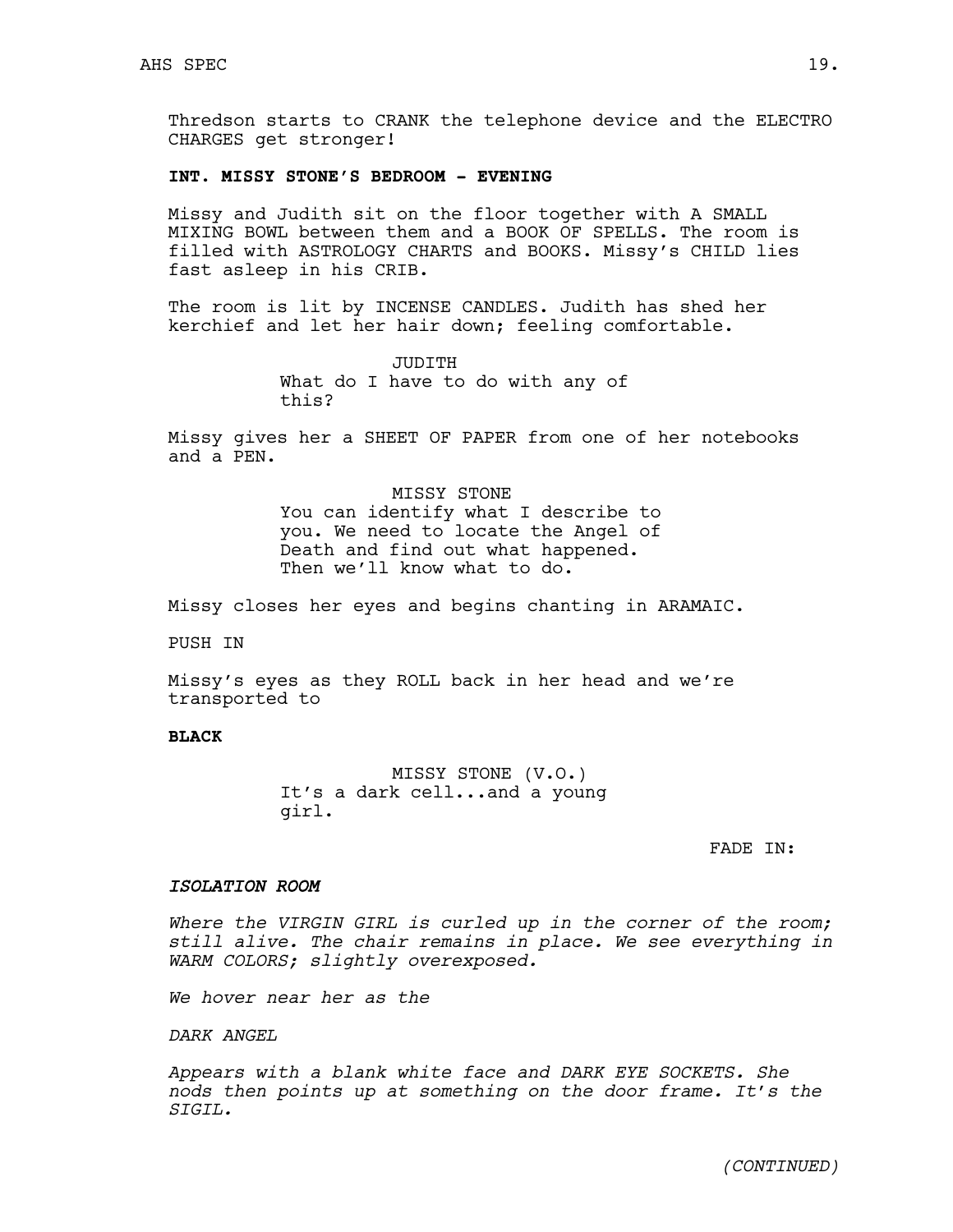Thredson starts to CRANK the telephone device and the ELECTRO CHARGES get stronger!

**INT. MISSY STONE'S BEDROOM - EVENING**

Missy and Judith sit on the floor together with A SMALL MIXING BOWL between them and a BOOK OF SPELLS. The room is filled with ASTROLOGY CHARTS and BOOKS. Missy's CHILD lies fast asleep in his CRIB.

The room is lit by INCENSE CANDLES. Judith has shed her kerchief and let her hair down; feeling comfortable.

JUDITH
What do I have to do with any of this?

Missy gives her a SHEET OF PAPER from one of her notebooks and a PEN.

MISSY STONE
You can identify what I describe to you. We need to locate the Angel of Death and find out what happened. Then we'll know what to do.

Missy closes her eyes and begins chanting in ARAMAIC.

PUSH IN

Missy's eyes as they ROLL back in her head and we're transported to

**BLACK**

MISSY STONE (V.O.)
It's a dark cell...and a young girl.

FADE IN:

*ISOLATION ROOM*

*Where the VIRGIN GIRL is curled up in the corner of the room; still alive. The chair remains in place. We see everything in WARM COLORS; slightly overexposed.*

*We hover near her as the*

*DARK ANGEL*

*Appears with a blank white face and DARK EYE SOCKETS. She nods then points up at something on the door frame. It's the SIGIL.*

*(CONTINUED)*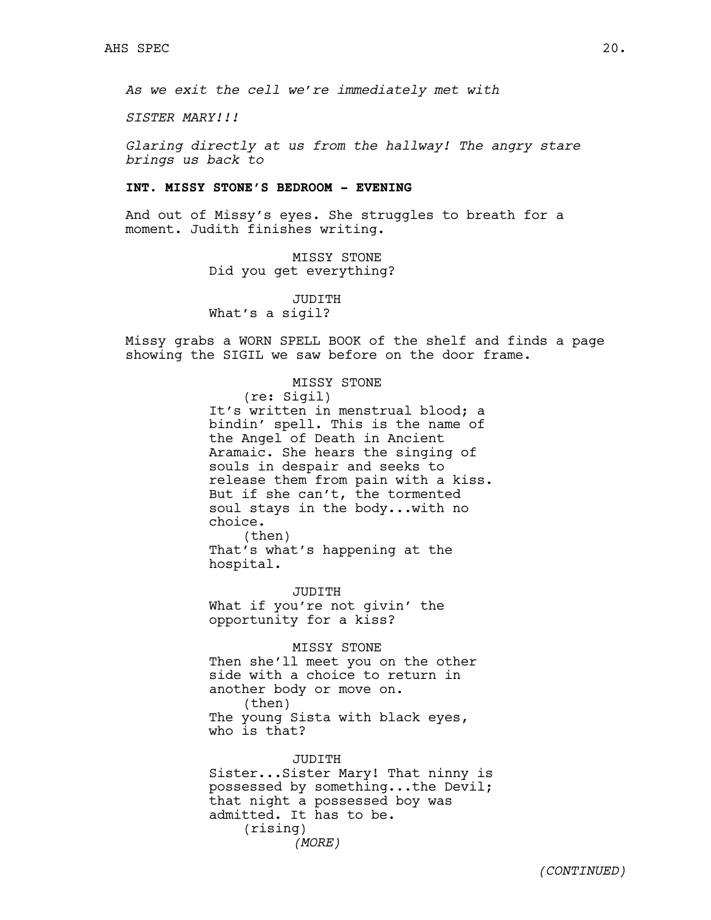*As we exit the cell we're immediately met with*

*SISTER MARY!!!*

*Glaring directly at us from the hallway! The angry stare brings us back to*

**INT. MISSY STONE'S BEDROOM - EVENING**

And out of Missy's eyes. She struggles to breath for a moment. Judith finishes writing.

MISSY STONE
Did you get everything?

JUDITH
What's a sigil?

Missy grabs a WORN SPELL BOOK of the shelf and finds a page showing the SIGIL we saw before on the door frame.

MISSY STONE
(re: Sigil)
It's written in menstrual blood; a bindin' spell. This is the name of the Angel of Death in Ancient Aramaic. She hears the singing of souls in despair and seeks to release them from pain with a kiss. But if she can't, the tormented soul stays in the body...with no choice.
(then)
That's what's happening at the hospital.

JUDITH
What if you're not givin' the opportunity for a kiss?

MISSY STONE
Then she'll meet you on the other side with a choice to return in another body or move on.
(then)
The young Sista with black eyes, who is that?

JUDITH
Sister...Sister Mary! That ninny is possessed by something...the Devil; that night a possessed boy was admitted. It has to be.
(rising)
*(MORE)*

*(CONTINUED)*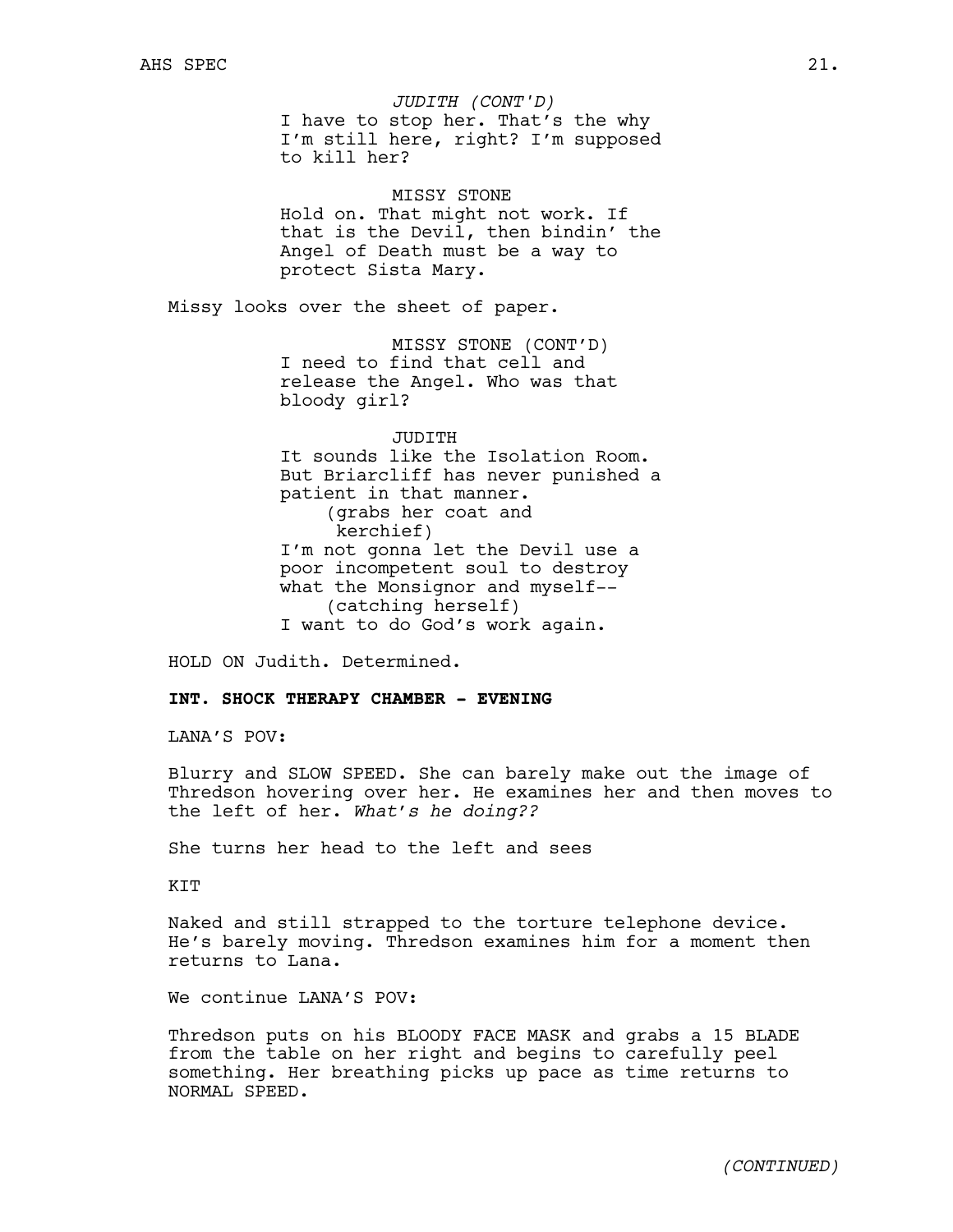*JUDITH (CONT'D)*
I have to stop her. That's the why I'm still here, right? I'm supposed to kill her?

MISSY STONE
Hold on. That might not work. If that is the Devil, then bindin' the Angel of Death must be a way to protect Sista Mary.

Missy looks over the sheet of paper.

MISSY STONE (CONT'D)
I need to find that cell and release the Angel. Who was that bloody girl?

JUDITH
It sounds like the Isolation Room. But Briarcliff has never punished a patient in that manner.
(grabs her coat and kerchief)
I'm not gonna let the Devil use a poor incompetent soul to destroy what the Monsignor and myself--
(catching herself)
I want to do God's work again.

HOLD ON Judith. Determined.

**INT. SHOCK THERAPY CHAMBER - EVENING**

LANA'S POV:

Blurry and SLOW SPEED. She can barely make out the image of Thredson hovering over her. He examines her and then moves to the left of her. *What's he doing??*

She turns her head to the left and sees

KIT

Naked and still strapped to the torture telephone device. He's barely moving. Thredson examines him for a moment then returns to Lana.

We continue LANA'S POV:

Thredson puts on his BLOODY FACE MASK and grabs a 15 BLADE from the table on her right and begins to carefully peel something. Her breathing picks up pace as time returns to NORMAL SPEED.

*(CONTINUED)*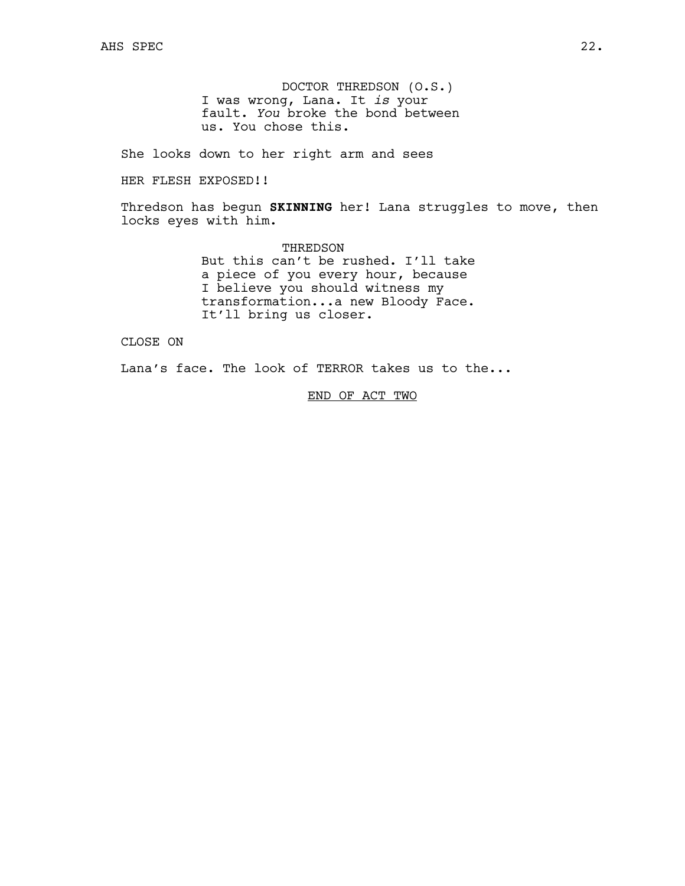DOCTOR THREDSON (O.S.)
I was wrong, Lana. It *is* your fault. *You* broke the bond between us. You chose this.

She looks down to her right arm and sees

HER FLESH EXPOSED!!

Thredson has begun **SKINNING** her! Lana struggles to move, then locks eyes with him.

THREDSON
But this can't be rushed. I'll take a piece of you every hour, because I believe you should witness my transformation...a new Bloody Face. It'll bring us closer.

CLOSE ON

Lana's face. The look of TERROR takes us to the...

END OF ACT TWO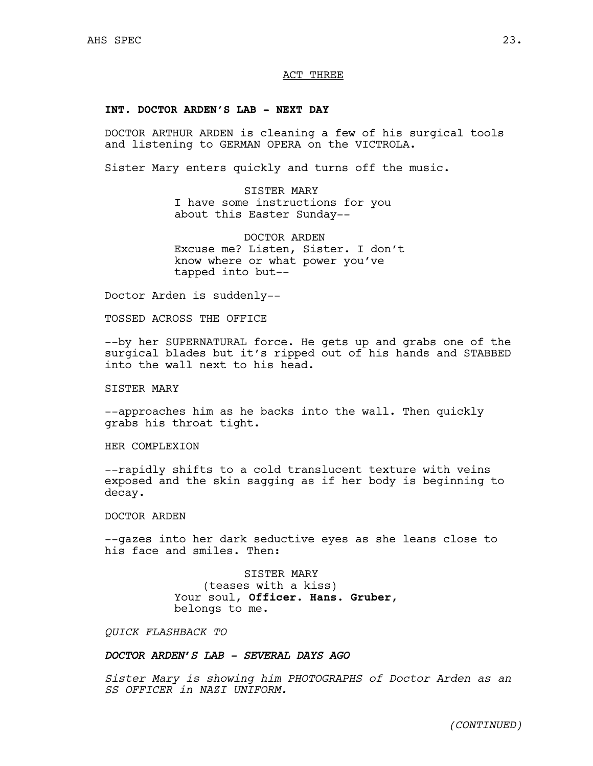ACT THREE

**INT. DOCTOR ARDEN'S LAB - NEXT DAY**

DOCTOR ARTHUR ARDEN is cleaning a few of his surgical tools and listening to GERMAN OPERA on the VICTROLA.

Sister Mary enters quickly and turns off the music.

SISTER MARY
I have some instructions for you about this Easter Sunday--

DOCTOR ARDEN
Excuse me? Listen, Sister. I don't know where or what power you've tapped into but--

Doctor Arden is suddenly--

TOSSED ACROSS THE OFFICE

--by her SUPERNATURAL force. He gets up and grabs one of the surgical blades but it's ripped out of his hands and STABBED into the wall next to his head.

SISTER MARY

--approaches him as he backs into the wall. Then quickly grabs his throat tight.

HER COMPLEXION

--rapidly shifts to a cold translucent texture with veins exposed and the skin sagging as if her body is beginning to decay.

DOCTOR ARDEN

--gazes into her dark seductive eyes as she leans close to his face and smiles. Then:

SISTER MARY
(teases with a kiss)
Your soul, **Officer. Hans. Gruber**, belongs to me.

*QUICK FLASHBACK TO*

***DOCTOR ARDEN'S LAB - SEVERAL DAYS AGO***

*Sister Mary is showing him PHOTOGRAPHS of Doctor Arden as an SS OFFICER in NAZI UNIFORM.*

*(CONTINUED)*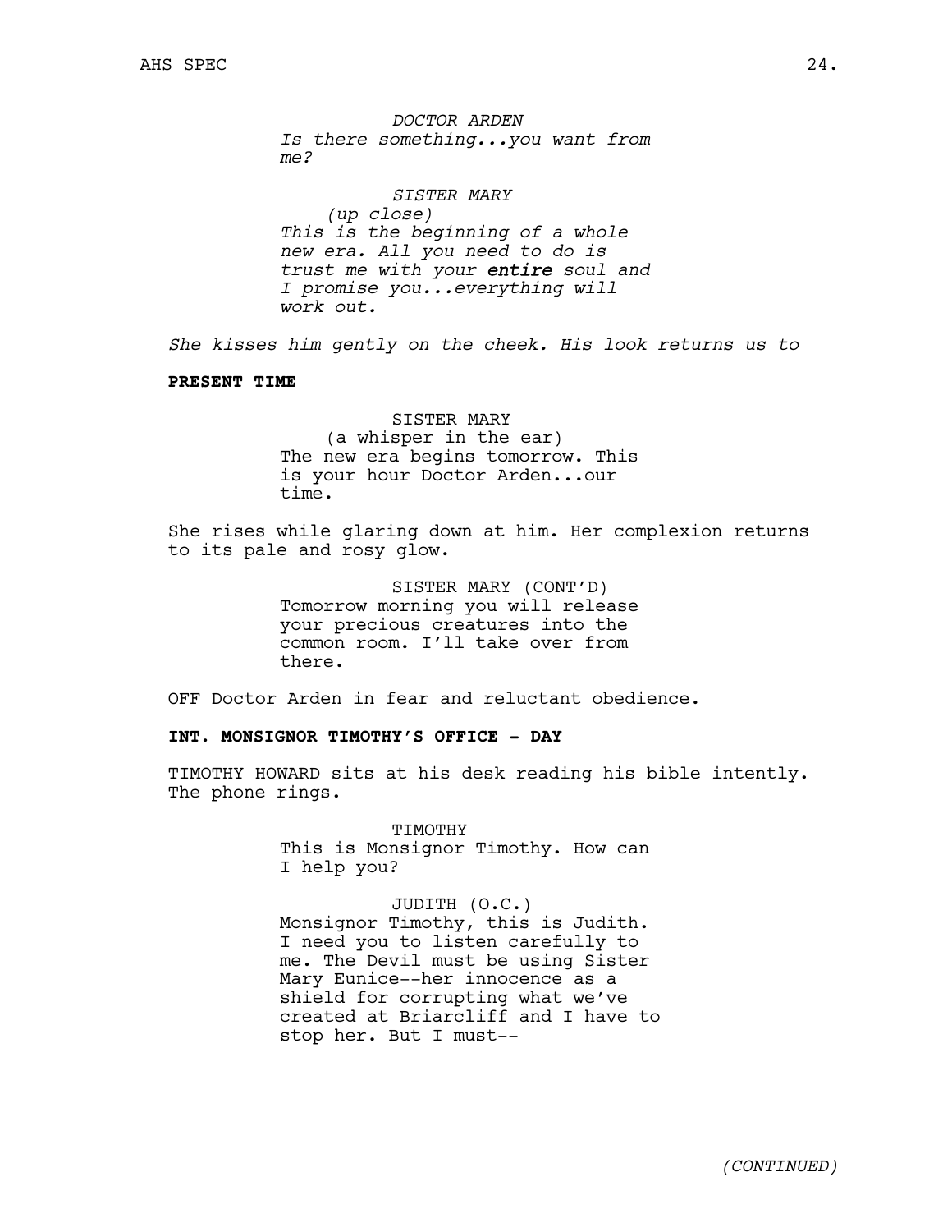*DOCTOR ARDEN*
*Is there something...you want from me?*

*SISTER MARY*
*(up close)*
*This is the beginning of a whole new era. All you need to do is trust me with your* ***entire*** *soul and I promise you...everything will work out.*

*She kisses him gently on the cheek. His look returns us to*

**PRESENT TIME**

SISTER MARY
(a whisper in the ear)
The new era begins tomorrow. This is your hour Doctor Arden...our time.

She rises while glaring down at him. Her complexion returns to its pale and rosy glow.

SISTER MARY (CONT'D)
Tomorrow morning you will release your precious creatures into the common room. I'll take over from there.

OFF Doctor Arden in fear and reluctant obedience.

**INT. MONSIGNOR TIMOTHY'S OFFICE - DAY**

TIMOTHY HOWARD sits at his desk reading his bible intently. The phone rings.

TIMOTHY
This is Monsignor Timothy. How can I help you?

JUDITH (O.C.)
Monsignor Timothy, this is Judith. I need you to listen carefully to me. The Devil must be using Sister Mary Eunice--her innocence as a shield for corrupting what we've created at Briarcliff and I have to stop her. But I must--

*(CONTINUED)*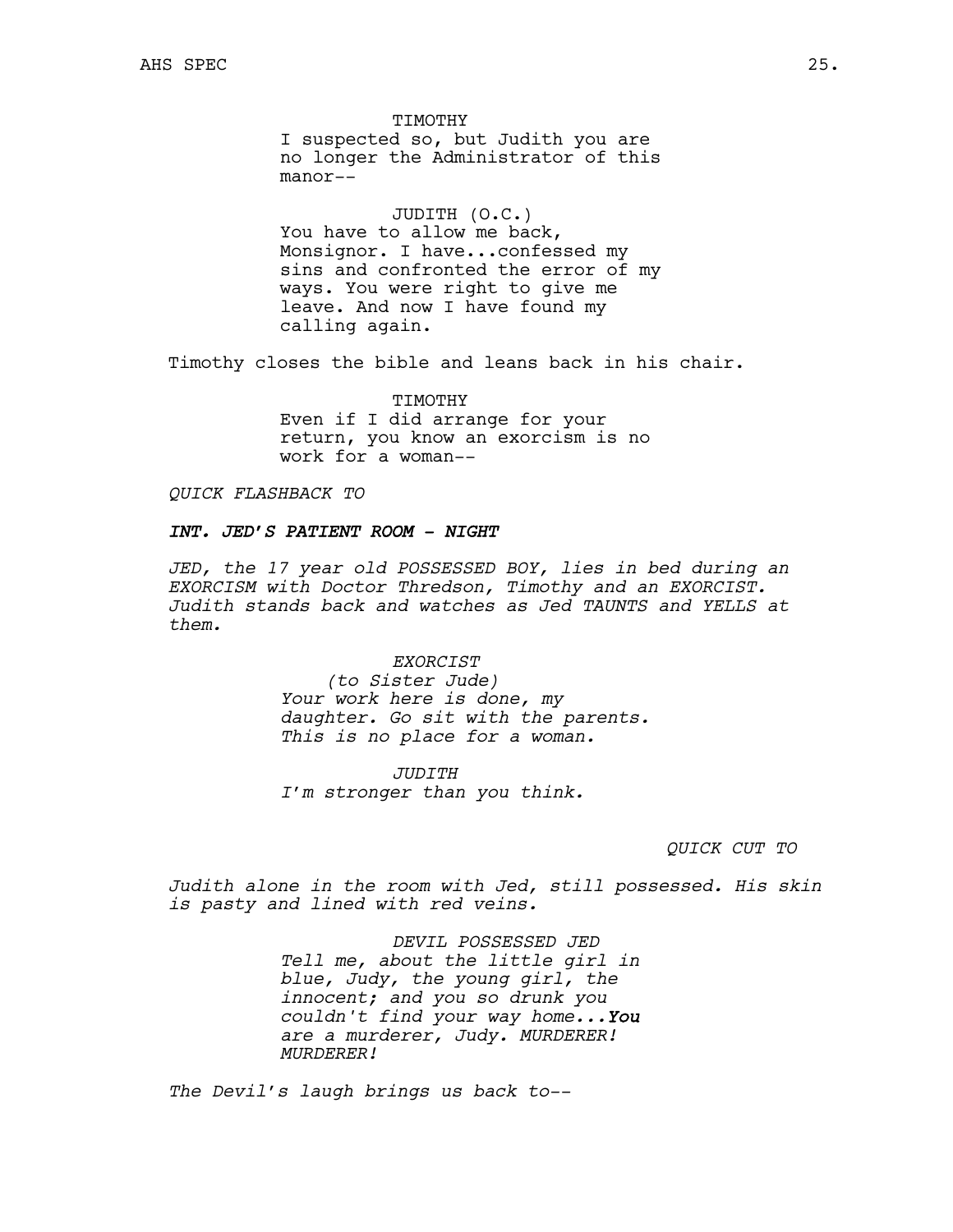TIMOTHY
I suspected so, but Judith you are no longer the Administrator of this manor--

JUDITH (O.C.)
You have to allow me back, Monsignor. I have...confessed my sins and confronted the error of my ways. You were right to give me leave. And now I have found my calling again.

Timothy closes the bible and leans back in his chair.

TIMOTHY
Even if I did arrange for your return, you know an exorcism is no work for a woman--

*QUICK FLASHBACK TO*

***INT. JED'S PATIENT ROOM - NIGHT***

*JED, the 17 year old POSSESSED BOY, lies in bed during an EXORCISM with Doctor Thredson, Timothy and an EXORCIST. Judith stands back and watches as Jed TAUNTS and YELLS at them.*

*EXORCIST*
*(to Sister Jude)*
*Your work here is done, my daughter. Go sit with the parents. This is no place for a woman.*

*JUDITH*
*I'm stronger than you think.*

*QUICK CUT TO*

*Judith alone in the room with Jed, still possessed. His skin is pasty and lined with red veins.*

*DEVIL POSSESSED JED*
*Tell me, about the little girl in blue, Judy, the young girl, the innocent; and you so drunk you couldn't find your way home...**You** are a murderer, Judy. MURDERER! MURDERER!*

*The Devil's laugh brings us back to--*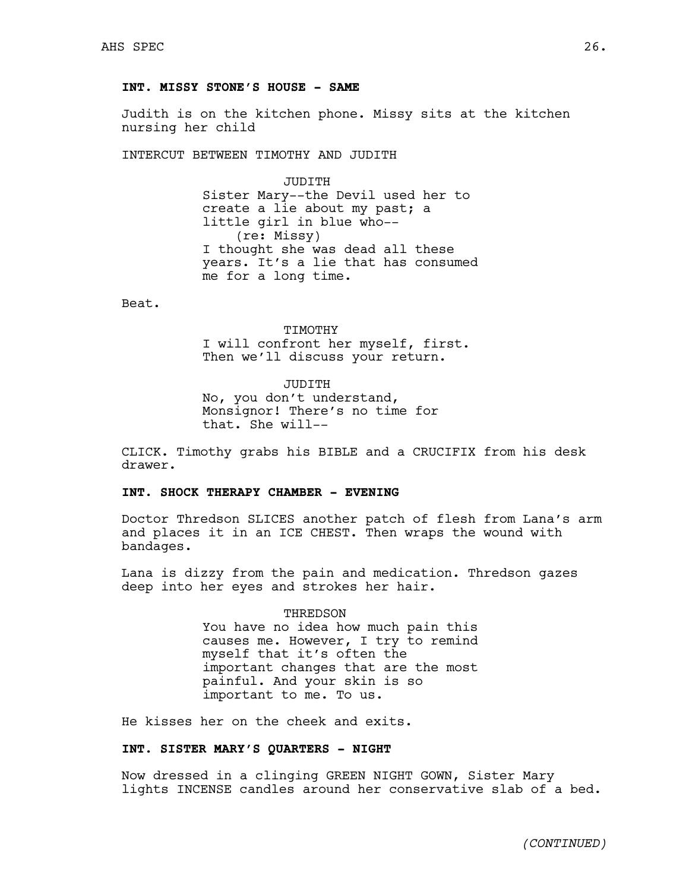**INT. MISSY STONE'S HOUSE - SAME**

Judith is on the kitchen phone. Missy sits at the kitchen nursing her child

INTERCUT BETWEEN TIMOTHY AND JUDITH

JUDITH
Sister Mary--the Devil used her to create a lie about my past; a little girl in blue who--
(re: Missy)
I thought she was dead all these years. It's a lie that has consumed me for a long time.

Beat.

TIMOTHY
I will confront her myself, first. Then we'll discuss your return.

JUDITH
No, you don't understand, Monsignor! There's no time for that. She will--

CLICK. Timothy grabs his BIBLE and a CRUCIFIX from his desk drawer.

**INT. SHOCK THERAPY CHAMBER - EVENING**

Doctor Thredson SLICES another patch of flesh from Lana's arm and places it in an ICE CHEST. Then wraps the wound with bandages.

Lana is dizzy from the pain and medication. Thredson gazes deep into her eyes and strokes her hair.

THREDSON
You have no idea how much pain this causes me. However, I try to remind myself that it's often the important changes that are the most painful. And your skin is so important to me. To us.

He kisses her on the cheek and exits.

**INT. SISTER MARY'S QUARTERS - NIGHT**

Now dressed in a clinging GREEN NIGHT GOWN, Sister Mary lights INCENSE candles around her conservative slab of a bed.

*(CONTINUED)*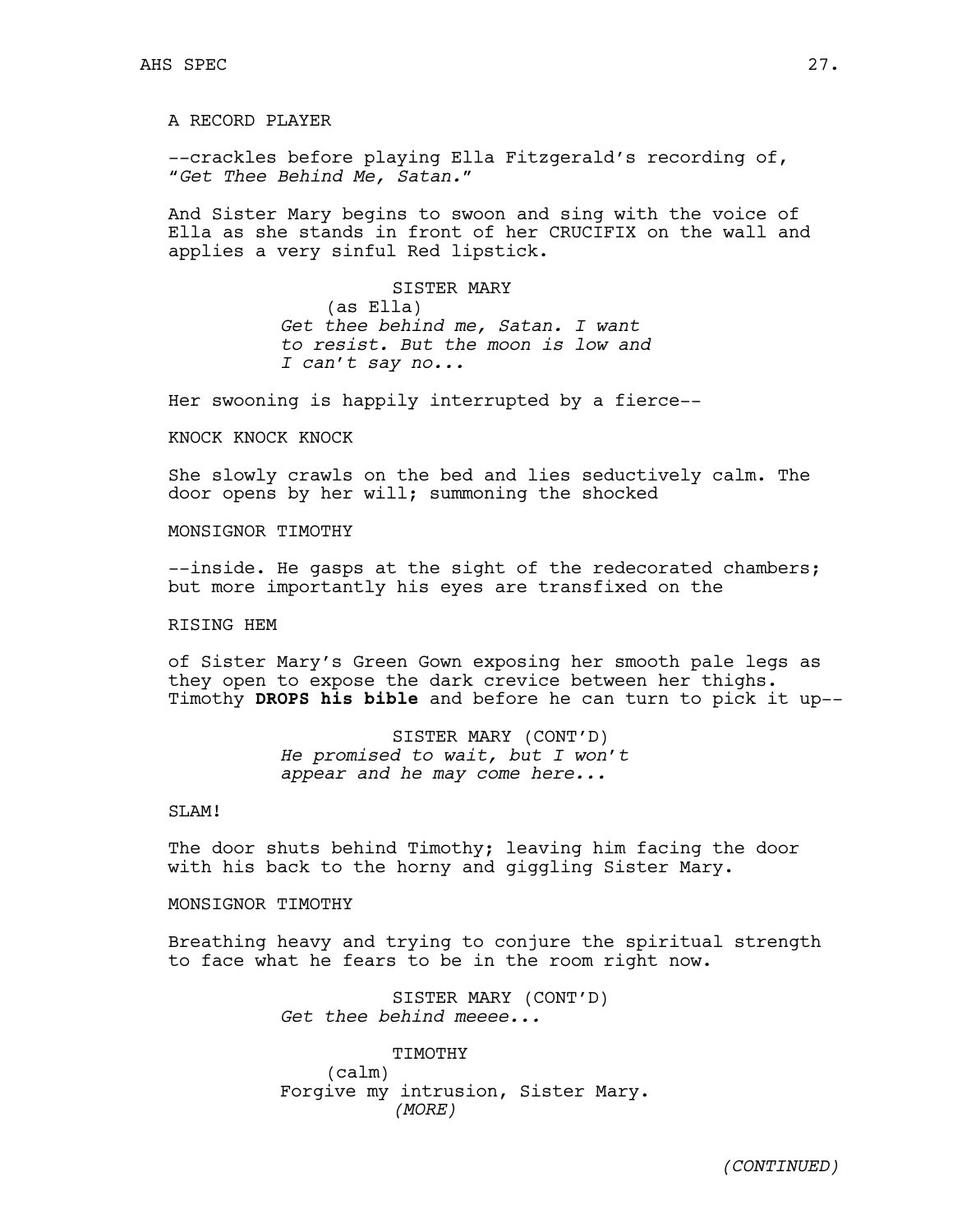A RECORD PLAYER

--crackles before playing Ella Fitzgerald's recording of, "*Get Thee Behind Me, Satan.*"

And Sister Mary begins to swoon and sing with the voice of Ella as she stands in front of her CRUCIFIX on the wall and applies a very sinful Red lipstick.

SISTER MARY
(as Ella)
*Get thee behind me, Satan. I want to resist. But the moon is low and I can't say no...*

Her swooning is happily interrupted by a fierce--

KNOCK KNOCK KNOCK

She slowly crawls on the bed and lies seductively calm. The door opens by her will; summoning the shocked

MONSIGNOR TIMOTHY

--inside. He gasps at the sight of the redecorated chambers; but more importantly his eyes are transfixed on the

RISING HEM

of Sister Mary's Green Gown exposing her smooth pale legs as they open to expose the dark crevice between her thighs. Timothy **DROPS his bible** and before he can turn to pick it up--

SISTER MARY (CONT'D)
*He promised to wait, but I won't appear and he may come here...*

SLAM!

The door shuts behind Timothy; leaving him facing the door with his back to the horny and giggling Sister Mary.

MONSIGNOR TIMOTHY

Breathing heavy and trying to conjure the spiritual strength to face what he fears to be in the room right now.

SISTER MARY (CONT'D)
*Get thee behind meeee...*

TIMOTHY
(calm)
Forgive my intrusion, Sister Mary.
*(MORE)*

*(CONTINUED)*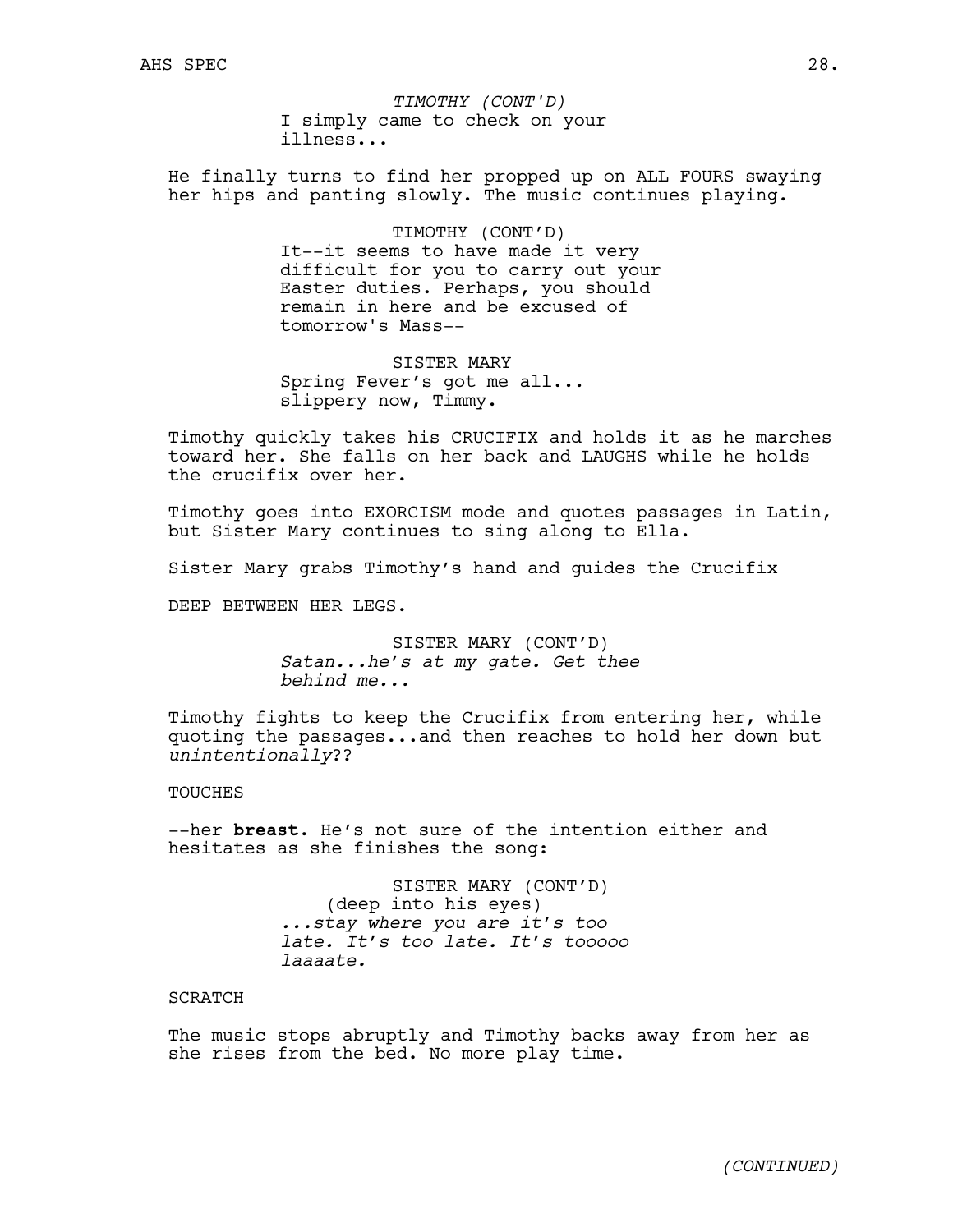*TIMOTHY (CONT'D)*
I simply came to check on your illness...

He finally turns to find her propped up on ALL FOURS swaying her hips and panting slowly. The music continues playing.

TIMOTHY (CONT'D)
It--it seems to have made it very difficult for you to carry out your Easter duties. Perhaps, you should remain in here and be excused of tomorrow's Mass--

SISTER MARY
Spring Fever's got me all... slippery now, Timmy.

Timothy quickly takes his CRUCIFIX and holds it as he marches toward her. She falls on her back and LAUGHS while he holds the crucifix over her.

Timothy goes into EXORCISM mode and quotes passages in Latin, but Sister Mary continues to sing along to Ella.

Sister Mary grabs Timothy's hand and guides the Crucifix

DEEP BETWEEN HER LEGS.

SISTER MARY (CONT'D)
*Satan...he's at my gate. Get thee behind me...*

Timothy fights to keep the Crucifix from entering her, while quoting the passages...and then reaches to hold her down but *unintentionally*??

TOUCHES

--her **breast**. He's not sure of the intention either and hesitates as she finishes the song:

SISTER MARY (CONT'D)
(deep into his eyes)
*...stay where you are it's too late. It's too late. It's tooooo laaaate.*

SCRATCH

The music stops abruptly and Timothy backs away from her as she rises from the bed. No more play time.

*(CONTINUED)*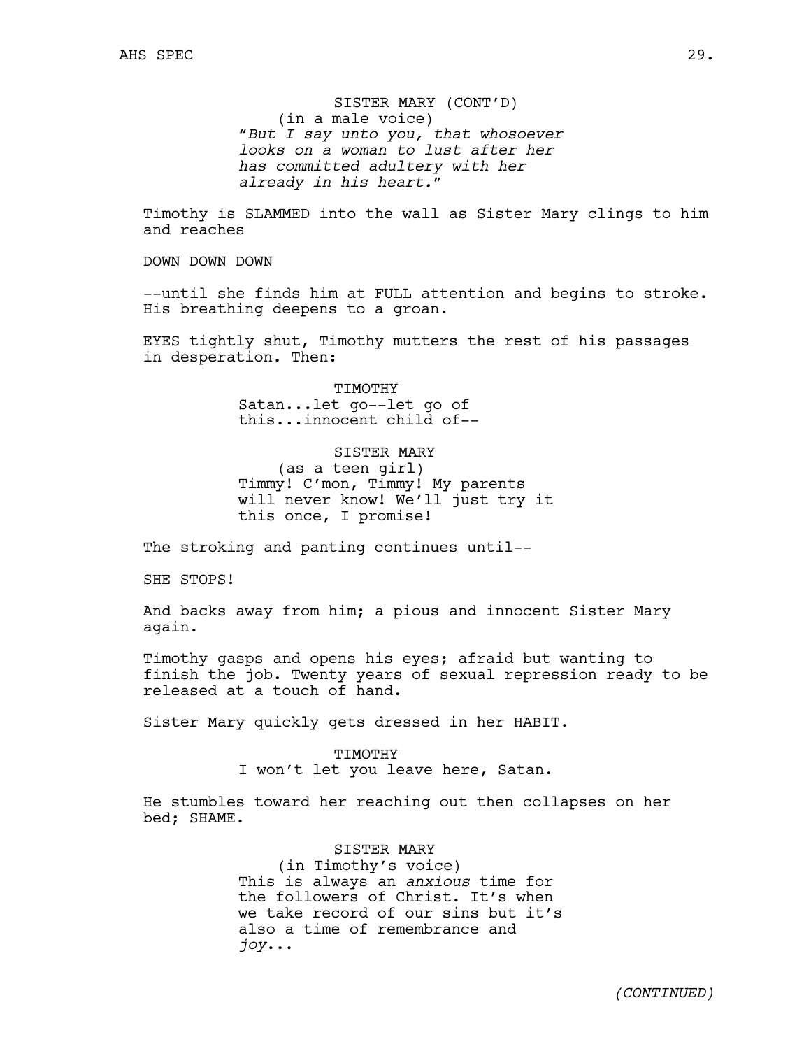SISTER MARY (CONT'D)
(in a male voice)
*"But I say unto you, that whosoever looks on a woman to lust after her has committed adultery with her already in his heart."*

Timothy is SLAMMED into the wall as Sister Mary clings to him and reaches

DOWN DOWN DOWN

--until she finds him at FULL attention and begins to stroke. His breathing deepens to a groan.

EYES tightly shut, Timothy mutters the rest of his passages in desperation. Then:

TIMOTHY
Satan...let go--let go of this...innocent child of--

SISTER MARY
(as a teen girl)
Timmy! C'mon, Timmy! My parents will never know! We'll just try it this once, I promise!

The stroking and panting continues until--

SHE STOPS!

And backs away from him; a pious and innocent Sister Mary again.

Timothy gasps and opens his eyes; afraid but wanting to finish the job. Twenty years of sexual repression ready to be released at a touch of hand.

Sister Mary quickly gets dressed in her HABIT.

TIMOTHY
I won't let you leave here, Satan.

He stumbles toward her reaching out then collapses on her bed; SHAME.

SISTER MARY
(in Timothy's voice)
This is always an *anxious* time for the followers of Christ. It's when we take record of our sins but it's also a time of remembrance and *joy*...

*(CONTINUED)*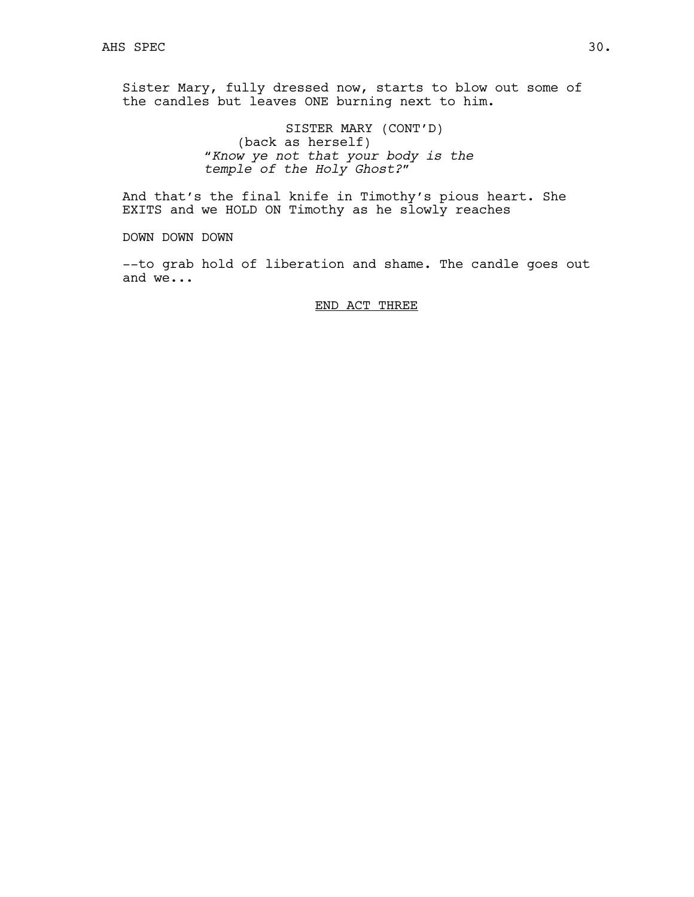Sister Mary, fully dressed now, starts to blow out some of the candles but leaves ONE burning next to him.

SISTER MARY (CONT'D)
(back as herself)
"*Know ye not that your body is the temple of the Holy Ghost?*"

And that's the final knife in Timothy's pious heart. She EXITS and we HOLD ON Timothy as he slowly reaches

DOWN DOWN DOWN

--to grab hold of liberation and shame. The candle goes out and we...

END ACT THREE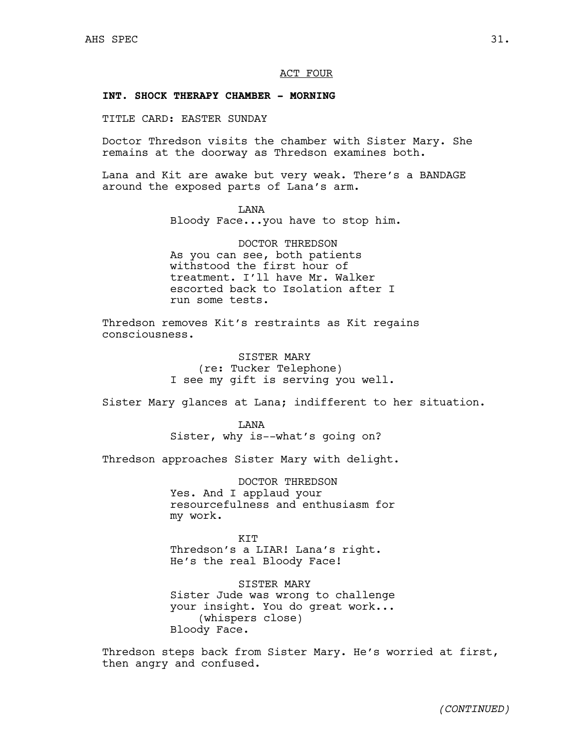ACT FOUR

**INT. SHOCK THERAPY CHAMBER - MORNING**

TITLE CARD: EASTER SUNDAY

Doctor Thredson visits the chamber with Sister Mary. She remains at the doorway as Thredson examines both.

Lana and Kit are awake but very weak. There's a BANDAGE around the exposed parts of Lana's arm.

LANA
Bloody Face...you have to stop him.

DOCTOR THREDSON
As you can see, both patients withstood the first hour of treatment. I'll have Mr. Walker escorted back to Isolation after I run some tests.

Thredson removes Kit's restraints as Kit regains consciousness.

SISTER MARY
(re: Tucker Telephone)
I see my gift is serving you well.

Sister Mary glances at Lana; indifferent to her situation.

LANA
Sister, why is--what's going on?

Thredson approaches Sister Mary with delight.

DOCTOR THREDSON
Yes. And I applaud your resourcefulness and enthusiasm for my work.

KIT
Thredson's a LIAR! Lana's right. He's the real Bloody Face!

SISTER MARY
Sister Jude was wrong to challenge your insight. You do great work...
(whispers close)
Bloody Face.

Thredson steps back from Sister Mary. He's worried at first, then angry and confused.

*(CONTINUED)*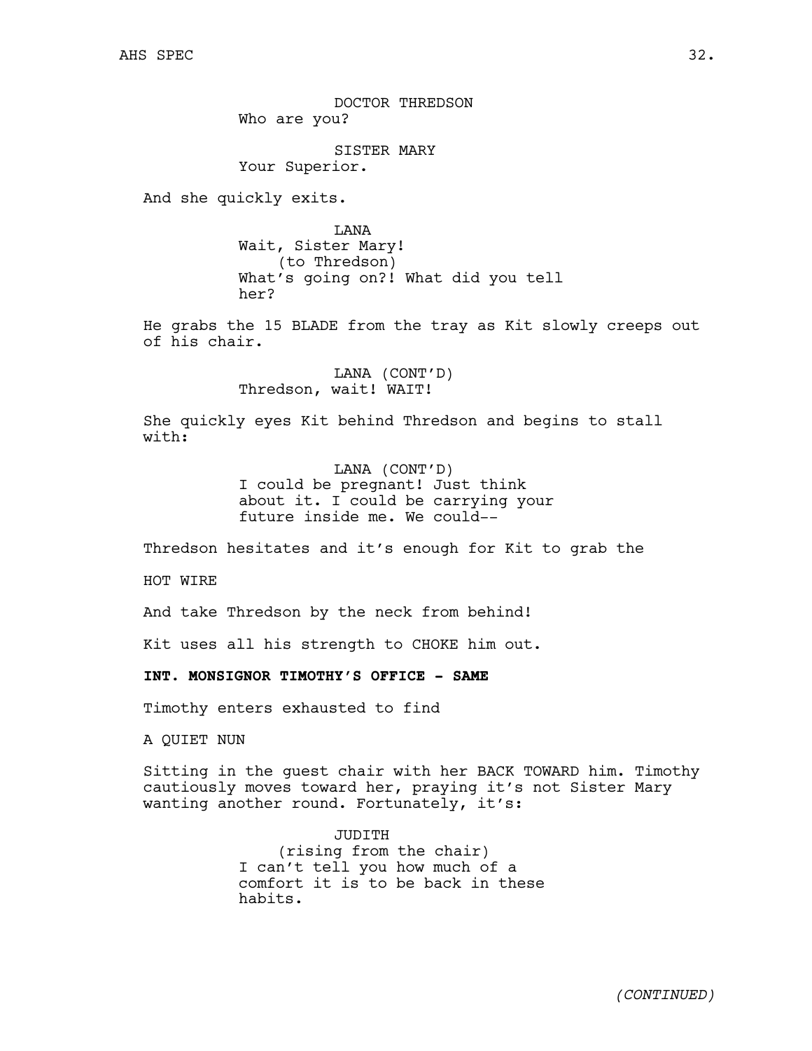DOCTOR THREDSON
Who are you?

SISTER MARY
Your Superior.

And she quickly exits.

LANA
Wait, Sister Mary!
(to Thredson)
What's going on?! What did you tell her?

He grabs the 15 BLADE from the tray as Kit slowly creeps out of his chair.

LANA (CONT'D)
Thredson, wait! WAIT!

She quickly eyes Kit behind Thredson and begins to stall with:

LANA (CONT'D)
I could be pregnant! Just think about it. I could be carrying your future inside me. We could--

Thredson hesitates and it's enough for Kit to grab the

HOT WIRE

And take Thredson by the neck from behind!

Kit uses all his strength to CHOKE him out.

**INT. MONSIGNOR TIMOTHY'S OFFICE - SAME**

Timothy enters exhausted to find

A QUIET NUN

Sitting in the guest chair with her BACK TOWARD him. Timothy cautiously moves toward her, praying it's not Sister Mary wanting another round. Fortunately, it's:

JUDITH
(rising from the chair)
I can't tell you how much of a comfort it is to be back in these habits.

*(CONTINUED)*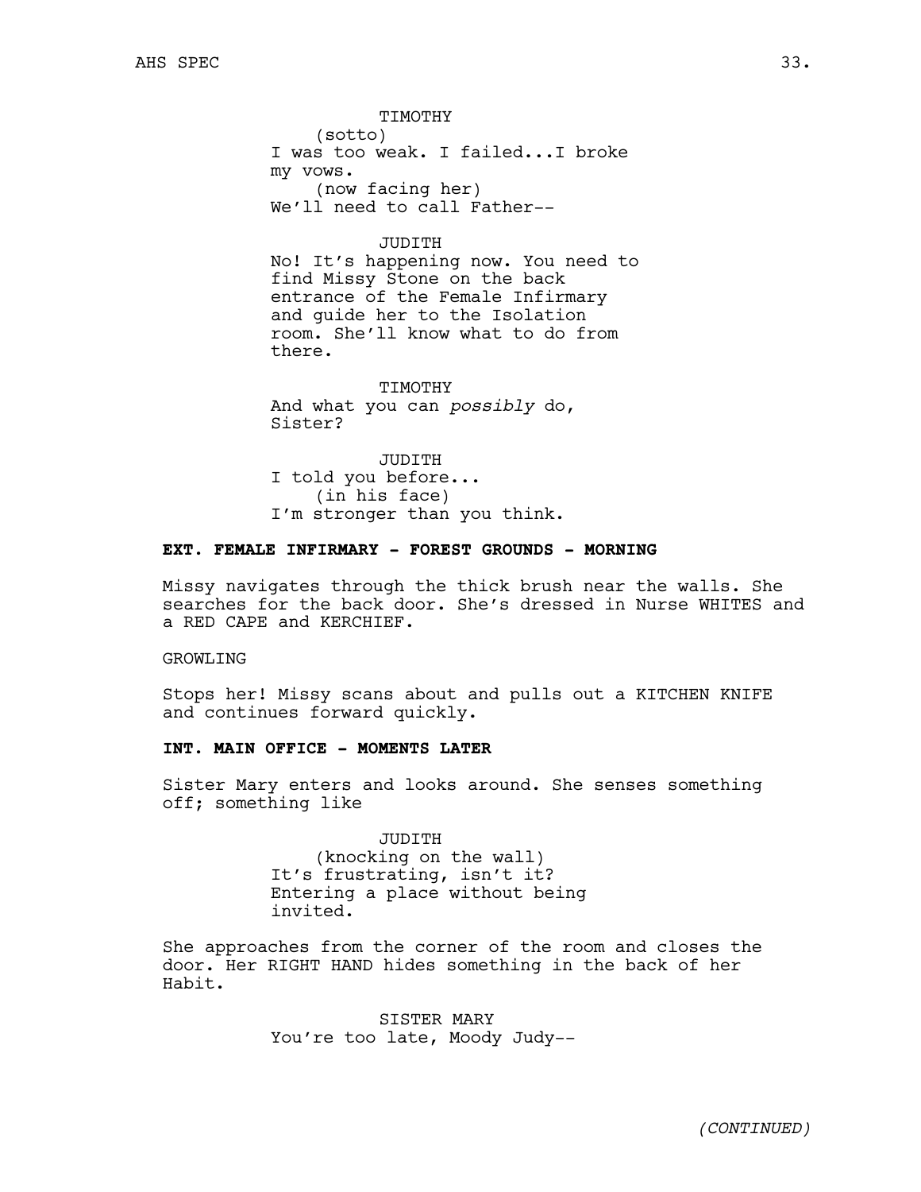TIMOTHY
(sotto)
I was too weak. I failed...I broke my vows.
(now facing her)
We'll need to call Father--

JUDITH
No! It's happening now. You need to find Missy Stone on the back entrance of the Female Infirmary and guide her to the Isolation room. She'll know what to do from there.

TIMOTHY
And what you can *possibly* do, Sister?

JUDITH
I told you before...
(in his face)
I'm stronger than you think.

**EXT. FEMALE INFIRMARY - FOREST GROUNDS - MORNING**

Missy navigates through the thick brush near the walls. She searches for the back door. She's dressed in Nurse WHITES and a RED CAPE and KERCHIEF.

GROWLING

Stops her! Missy scans about and pulls out a KITCHEN KNIFE and continues forward quickly.

**INT. MAIN OFFICE - MOMENTS LATER**

Sister Mary enters and looks around. She senses something off; something like

JUDITH
(knocking on the wall)
It's frustrating, isn't it? Entering a place without being invited.

She approaches from the corner of the room and closes the door. Her RIGHT HAND hides something in the back of her Habit.

SISTER MARY
You're too late, Moody Judy--

*(CONTINUED)*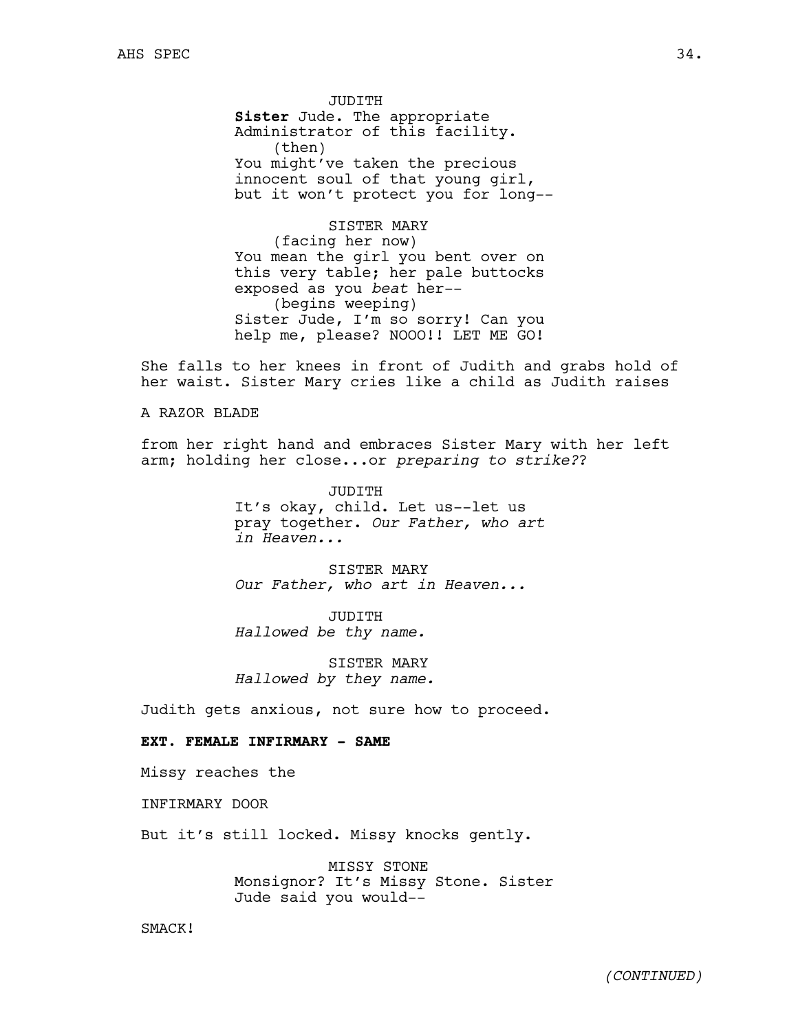JUDITH
**Sister** Jude. The appropriate Administrator of this facility.
(then)
You might've taken the precious innocent soul of that young girl, but it won't protect you for long--

SISTER MARY
(facing her now)
You mean the girl you bent over on this very table; her pale buttocks exposed as you *beat* her--
(begins weeping)
Sister Jude, I'm so sorry! Can you help me, please? NOOO!! LET ME GO!

She falls to her knees in front of Judith and grabs hold of her waist. Sister Mary cries like a child as Judith raises

A RAZOR BLADE

from her right hand and embraces Sister Mary with her left arm; holding her close...or *preparing to strike?*?

JUDITH
It's okay, child. Let us--let us pray together. *Our Father, who art in Heaven...*

SISTER MARY
*Our Father, who art in Heaven...*

JUDITH
*Hallowed be thy name.*

SISTER MARY
*Hallowed by they name.*

Judith gets anxious, not sure how to proceed.

**EXT. FEMALE INFIRMARY - SAME**

Missy reaches the

INFIRMARY DOOR

But it's still locked. Missy knocks gently.

MISSY STONE
Monsignor? It's Missy Stone. Sister Jude said you would--

SMACK!

*(CONTINUED)*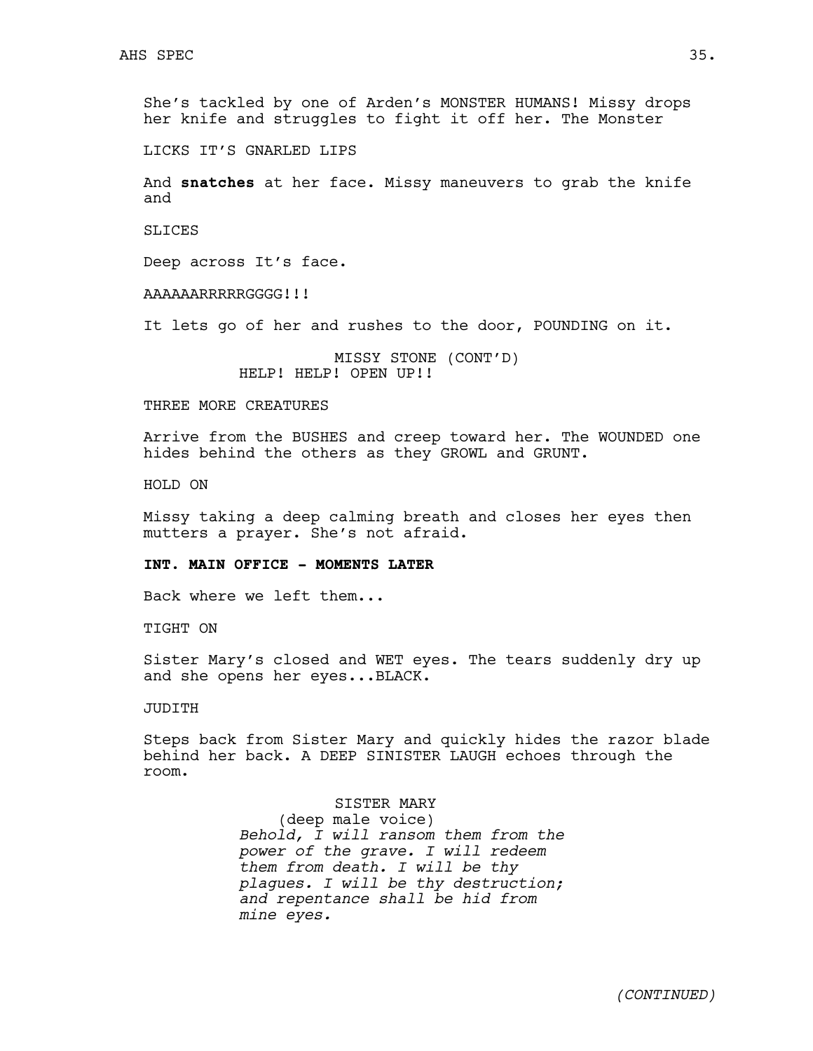She's tackled by one of Arden's MONSTER HUMANS! Missy drops her knife and struggles to fight it off her. The Monster

LICKS IT'S GNARLED LIPS

And **snatches** at her face. Missy maneuvers to grab the knife and

SLICES

Deep across It's face.

AAAAAARRRRRGGGG!!!

It lets go of her and rushes to the door, POUNDING on it.

MISSY STONE (CONT'D)
HELP! HELP! OPEN UP!!

THREE MORE CREATURES

Arrive from the BUSHES and creep toward her. The WOUNDED one hides behind the others as they GROWL and GRUNT.

HOLD ON

Missy taking a deep calming breath and closes her eyes then mutters a prayer. She's not afraid.

**INT. MAIN OFFICE - MOMENTS LATER**

Back where we left them...

TIGHT ON

Sister Mary's closed and WET eyes. The tears suddenly dry up and she opens her eyes...BLACK.

JUDITH

Steps back from Sister Mary and quickly hides the razor blade behind her back. A DEEP SINISTER LAUGH echoes through the room.

SISTER MARY
(deep male voice)
*Behold, I will ransom them from the power of the grave. I will redeem them from death. I will be thy plagues. I will be thy destruction; and repentance shall be hid from mine eyes.*

*(CONTINUED)*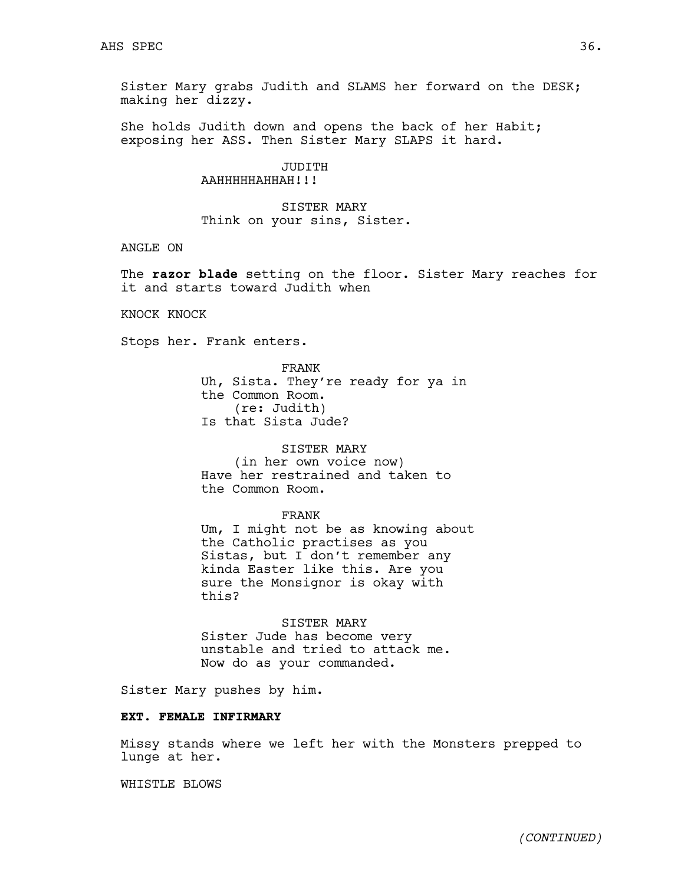Sister Mary grabs Judith and SLAMS her forward on the DESK; making her dizzy.

She holds Judith down and opens the back of her Habit; exposing her ASS. Then Sister Mary SLAPS it hard.

JUDITH
AAHHHHHAHHAH!!!

SISTER MARY
Think on your sins, Sister.

ANGLE ON

The **razor blade** setting on the floor. Sister Mary reaches for it and starts toward Judith when

KNOCK KNOCK

Stops her. Frank enters.

FRANK
Uh, Sista. They're ready for ya in the Common Room.
(re: Judith)
Is that Sista Jude?

SISTER MARY
(in her own voice now)
Have her restrained and taken to the Common Room.

FRANK
Um, I might not be as knowing about the Catholic practises as you Sistas, but I don't remember any kinda Easter like this. Are you sure the Monsignor is okay with this?

SISTER MARY
Sister Jude has become very unstable and tried to attack me. Now do as your commanded.

Sister Mary pushes by him.

**EXT. FEMALE INFIRMARY**

Missy stands where we left her with the Monsters prepped to lunge at her.

WHISTLE BLOWS

*(CONTINUED)*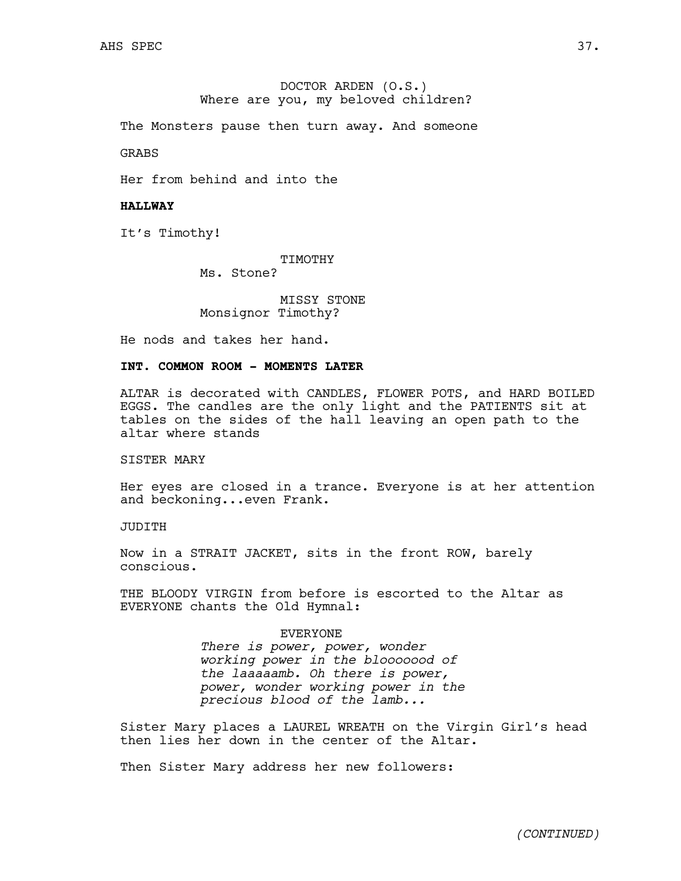DOCTOR ARDEN (O.S.)
Where are you, my beloved children?

The Monsters pause then turn away. And someone

GRABS

Her from behind and into the

**HALLWAY**

It's Timothy!

TIMOTHY
Ms. Stone?

MISSY STONE
Monsignor Timothy?

He nods and takes her hand.

**INT. COMMON ROOM - MOMENTS LATER**

ALTAR is decorated with CANDLES, FLOWER POTS, and HARD BOILED EGGS. The candles are the only light and the PATIENTS sit at tables on the sides of the hall leaving an open path to the altar where stands

SISTER MARY

Her eyes are closed in a trance. Everyone is at her attention and beckoning...even Frank.

JUDITH

Now in a STRAIT JACKET, sits in the front ROW, barely conscious.

THE BLOODY VIRGIN from before is escorted to the Altar as EVERYONE chants the Old Hymnal:

EVERYONE
*There is power, power, wonder working power in the bloooood of the laaaaamb. Oh there is power, power, wonder working power in the precious blood of the lamb...*

Sister Mary places a LAUREL WREATH on the Virgin Girl's head then lies her down in the center of the Altar.

Then Sister Mary address her new followers:

*(CONTINUED)*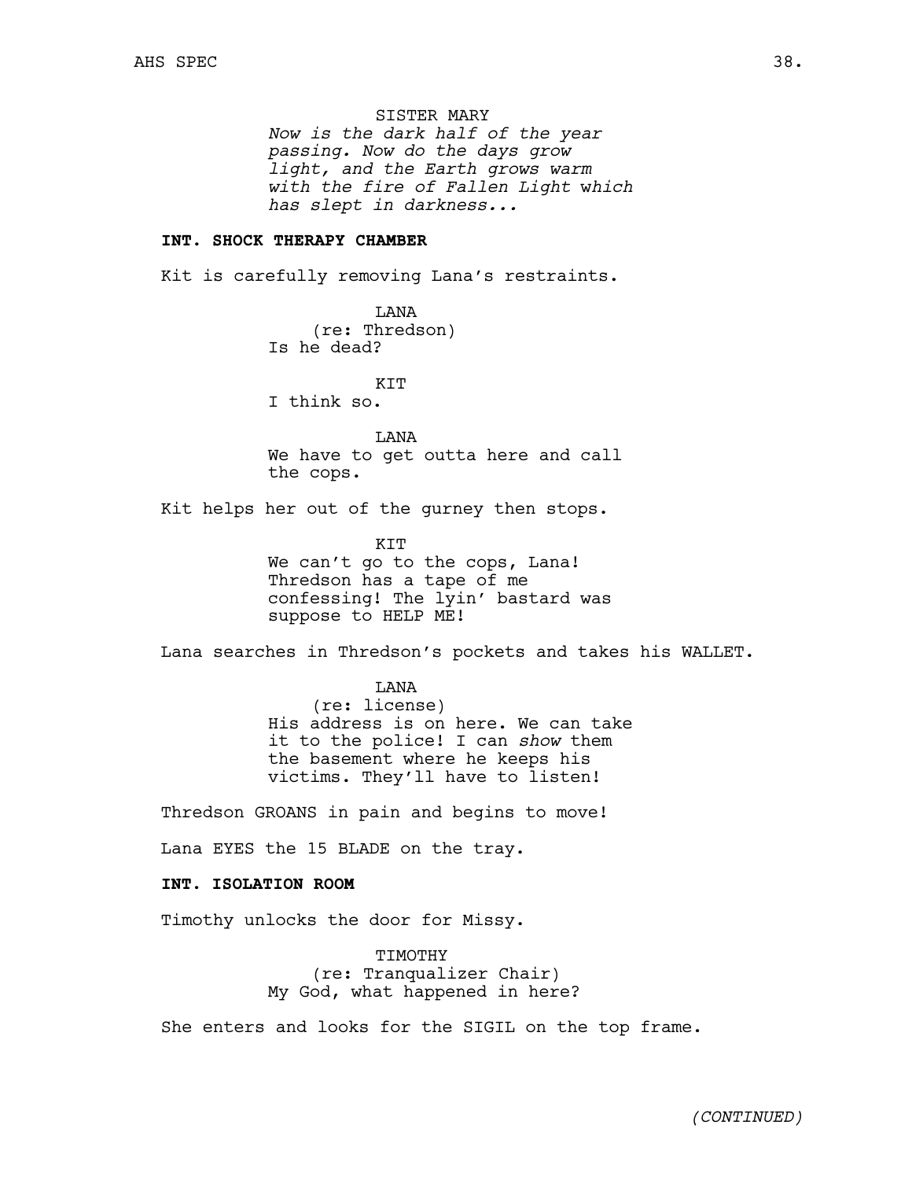SISTER MARY
*Now is the dark half of the year passing. Now do the days grow light, and the Earth grows warm with the fire of Fallen Light which has slept in darkness...*

**INT. SHOCK THERAPY CHAMBER**

Kit is carefully removing Lana's restraints.

LANA
(re: Thredson)
Is he dead?

KIT
I think so.

LANA
We have to get outta here and call the cops.

Kit helps her out of the gurney then stops.

KIT
We can't go to the cops, Lana! Thredson has a tape of me confessing! The lyin' bastard was suppose to HELP ME!

Lana searches in Thredson's pockets and takes his WALLET.

LANA
(re: license)
His address is on here. We can take it to the police! I can *show* them the basement where he keeps his victims. They'll have to listen!

Thredson GROANS in pain and begins to move!

Lana EYES the 15 BLADE on the tray.

**INT. ISOLATION ROOM**

Timothy unlocks the door for Missy.

TIMOTHY
(re: Tranqualizer Chair)
My God, what happened in here?

She enters and looks for the SIGIL on the top frame.

*(CONTINUED)*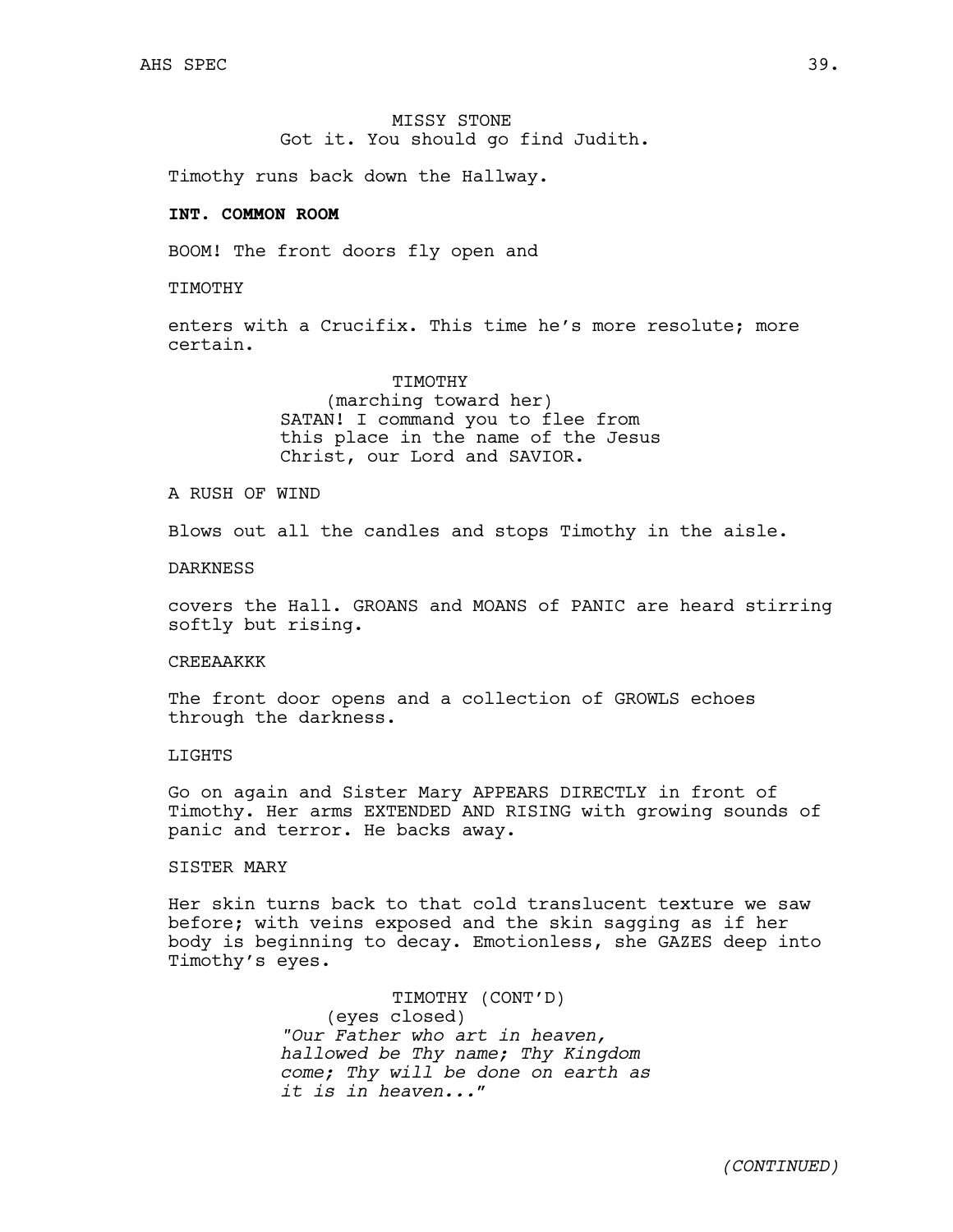MISSY STONE
Got it. You should go find Judith.

Timothy runs back down the Hallway.

**INT. COMMON ROOM**

BOOM! The front doors fly open and

TIMOTHY

enters with a Crucifix. This time he's more resolute; more certain.

TIMOTHY
(marching toward her)
SATAN! I command you to flee from this place in the name of the Jesus Christ, our Lord and SAVIOR.

A RUSH OF WIND

Blows out all the candles and stops Timothy in the aisle.

DARKNESS

covers the Hall. GROANS and MOANS of PANIC are heard stirring softly but rising.

CREEAAKKK

The front door opens and a collection of GROWLS echoes through the darkness.

LIGHTS

Go on again and Sister Mary APPEARS DIRECTLY in front of Timothy. Her arms EXTENDED AND RISING with growing sounds of panic and terror. He backs away.

SISTER MARY

Her skin turns back to that cold translucent texture we saw before; with veins exposed and the skin sagging as if her body is beginning to decay. Emotionless, she GAZES deep into Timothy's eyes.

TIMOTHY (CONT'D)
(eyes closed)
*"Our Father who art in heaven, hallowed be Thy name; Thy Kingdom come; Thy will be done on earth as it is in heaven..."*

*(CONTINUED)*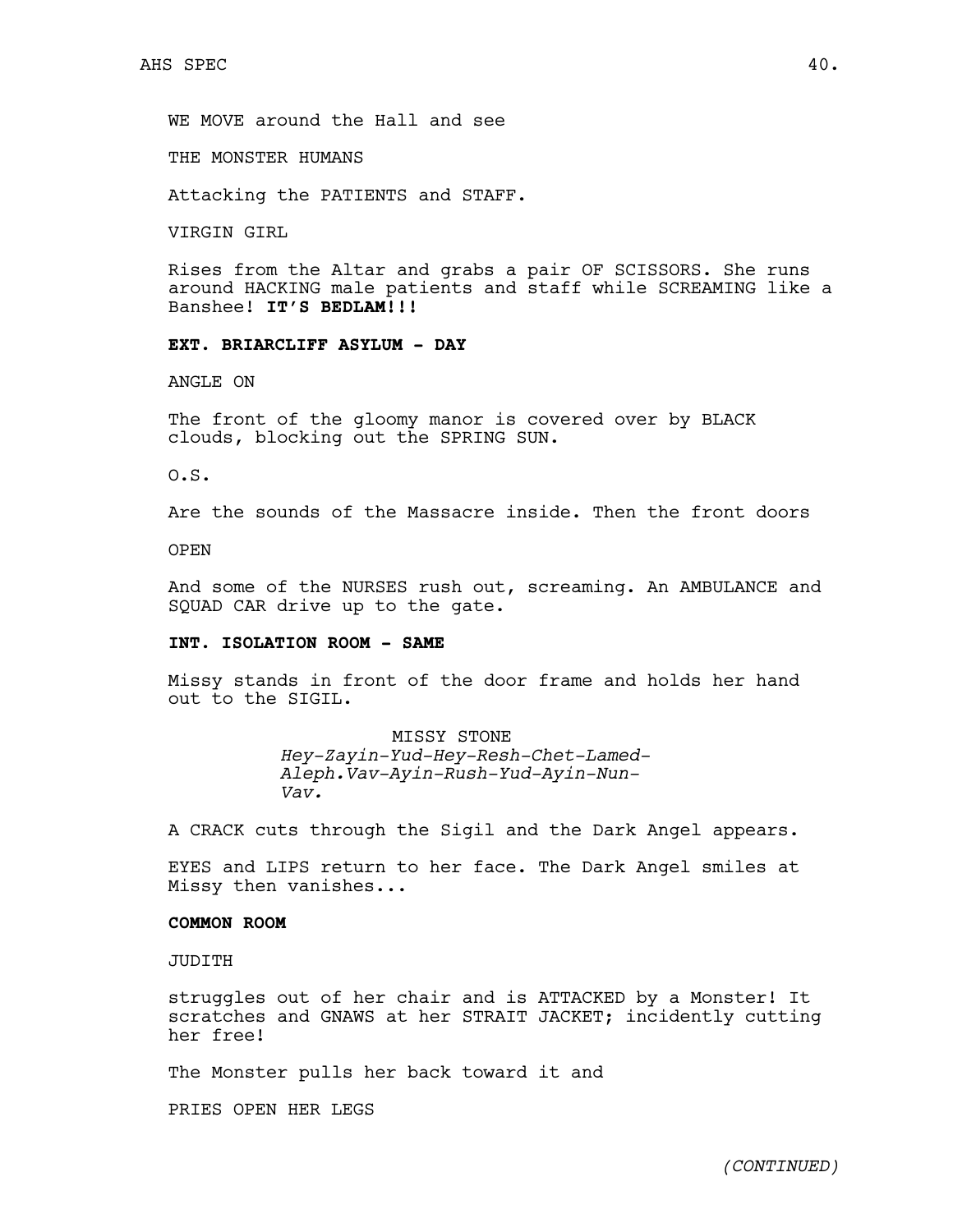WE MOVE around the Hall and see

THE MONSTER HUMANS

Attacking the PATIENTS and STAFF.

VIRGIN GIRL

Rises from the Altar and grabs a pair OF SCISSORS. She runs around HACKING male patients and staff while SCREAMING like a Banshee! **IT'S BEDLAM!!!**

**EXT. BRIARCLIFF ASYLUM - DAY**

ANGLE ON

The front of the gloomy manor is covered over by BLACK clouds, blocking out the SPRING SUN.

O.S.

Are the sounds of the Massacre inside. Then the front doors

OPEN

And some of the NURSES rush out, screaming. An AMBULANCE and SQUAD CAR drive up to the gate.

**INT. ISOLATION ROOM - SAME**

Missy stands in front of the door frame and holds her hand out to the SIGIL.

MISSY STONE

*Hey-Zayin-Yud-Hey-Resh-Chet-Lamed-Aleph.Vav-Ayin-Rush-Yud-Ayin-Nun-Vav.*

A CRACK cuts through the Sigil and the Dark Angel appears.

EYES and LIPS return to her face. The Dark Angel smiles at Missy then vanishes...

**COMMON ROOM**

JUDITH

struggles out of her chair and is ATTACKED by a Monster! It scratches and GNAWS at her STRAIT JACKET; incidently cutting her free!

The Monster pulls her back toward it and

PRIES OPEN HER LEGS

*(CONTINUED)*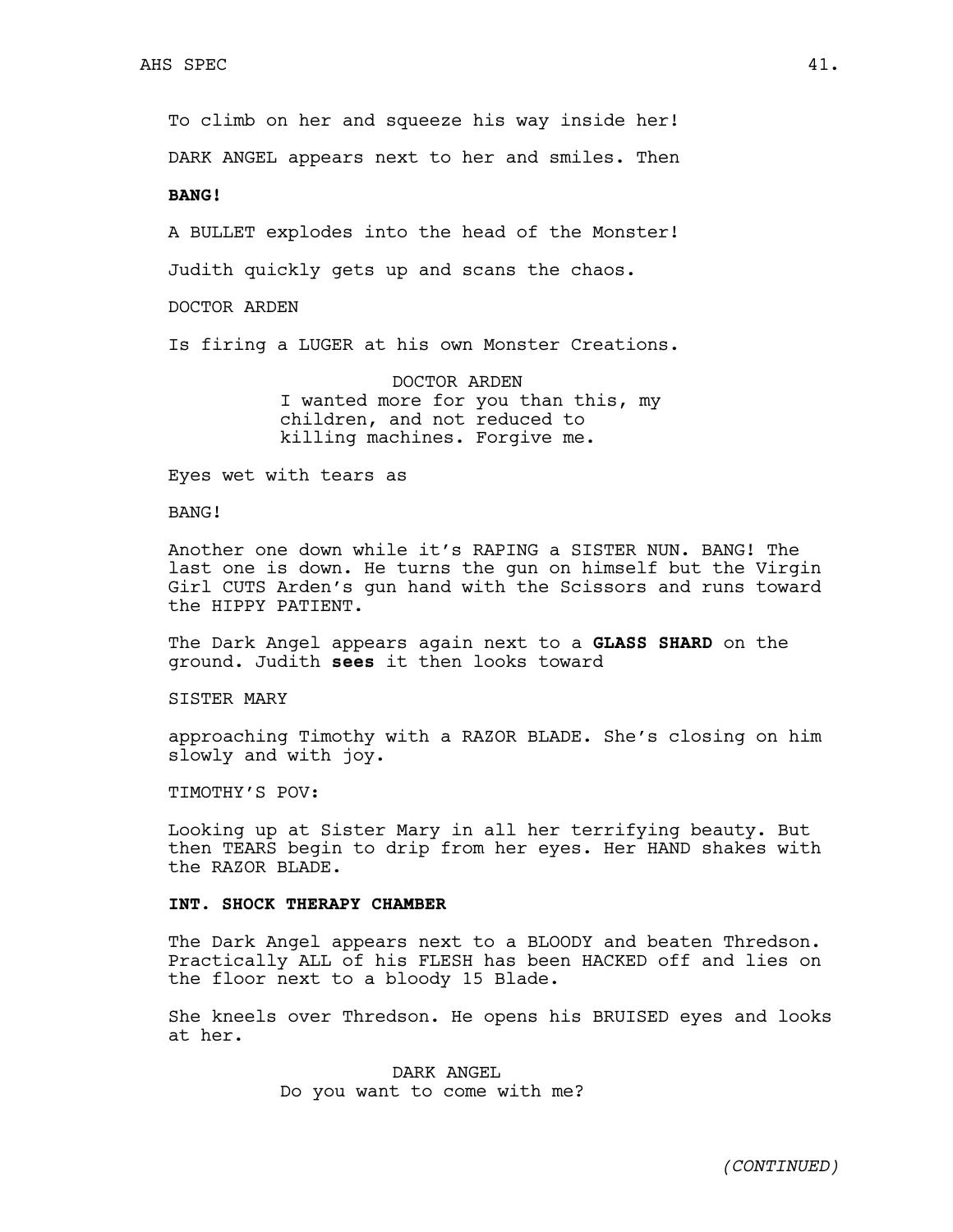To climb on her and squeeze his way inside her!

DARK ANGEL appears next to her and smiles. Then

**BANG!**

A BULLET explodes into the head of the Monster!

Judith quickly gets up and scans the chaos.

DOCTOR ARDEN

Is firing a LUGER at his own Monster Creations.

DOCTOR ARDEN
I wanted more for you than this, my children, and not reduced to killing machines. Forgive me.

Eyes wet with tears as

BANG!

Another one down while it's RAPING a SISTER NUN. BANG! The last one is down. He turns the gun on himself but the Virgin Girl CUTS Arden's gun hand with the Scissors and runs toward the HIPPY PATIENT.

The Dark Angel appears again next to a **GLASS SHARD** on the ground. Judith **sees** it then looks toward

SISTER MARY

approaching Timothy with a RAZOR BLADE. She's closing on him slowly and with joy.

TIMOTHY'S POV:

Looking up at Sister Mary in all her terrifying beauty. But then TEARS begin to drip from her eyes. Her HAND shakes with the RAZOR BLADE.

**INT. SHOCK THERAPY CHAMBER**

The Dark Angel appears next to a BLOODY and beaten Thredson. Practically ALL of his FLESH has been HACKED off and lies on the floor next to a bloody 15 Blade.

She kneels over Thredson. He opens his BRUISED eyes and looks at her.

DARK ANGEL
Do you want to come with me?

*(CONTINUED)*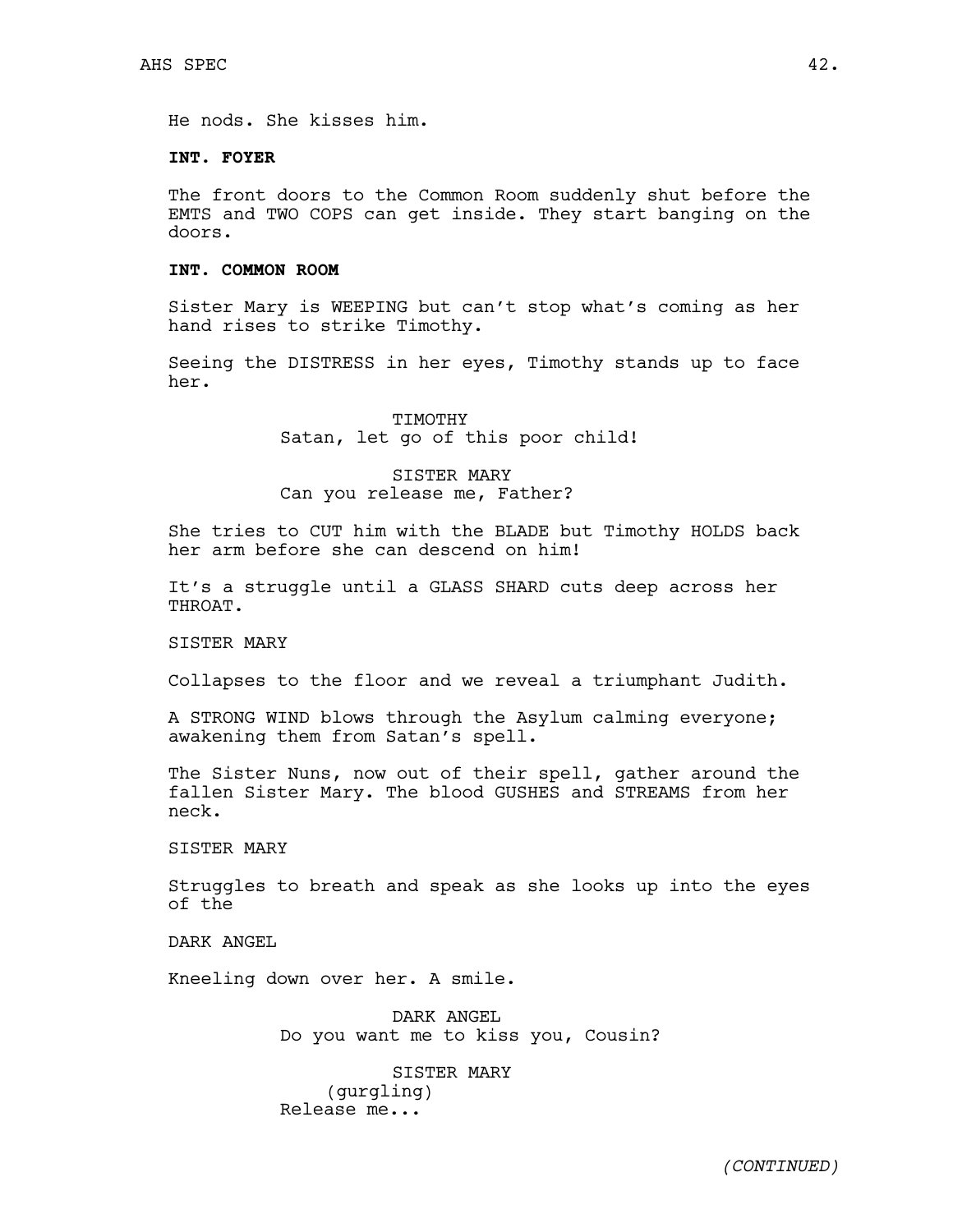He nods. She kisses him.

**INT. FOYER**

The front doors to the Common Room suddenly shut before the EMTS and TWO COPS can get inside. They start banging on the doors.

**INT. COMMON ROOM**

Sister Mary is WEEPING but can't stop what's coming as her hand rises to strike Timothy.

Seeing the DISTRESS in her eyes, Timothy stands up to face her.

TIMOTHY
Satan, let go of this poor child!

SISTER MARY
Can you release me, Father?

She tries to CUT him with the BLADE but Timothy HOLDS back her arm before she can descend on him!

It's a struggle until a GLASS SHARD cuts deep across her THROAT.

SISTER MARY

Collapses to the floor and we reveal a triumphant Judith.

A STRONG WIND blows through the Asylum calming everyone; awakening them from Satan's spell.

The Sister Nuns, now out of their spell, gather around the fallen Sister Mary. The blood GUSHES and STREAMS from her neck.

SISTER MARY

Struggles to breath and speak as she looks up into the eyes of the

DARK ANGEL

Kneeling down over her. A smile.

DARK ANGEL
Do you want me to kiss you, Cousin?

SISTER MARY
(gurgling)
Release me...

(CONTINUED)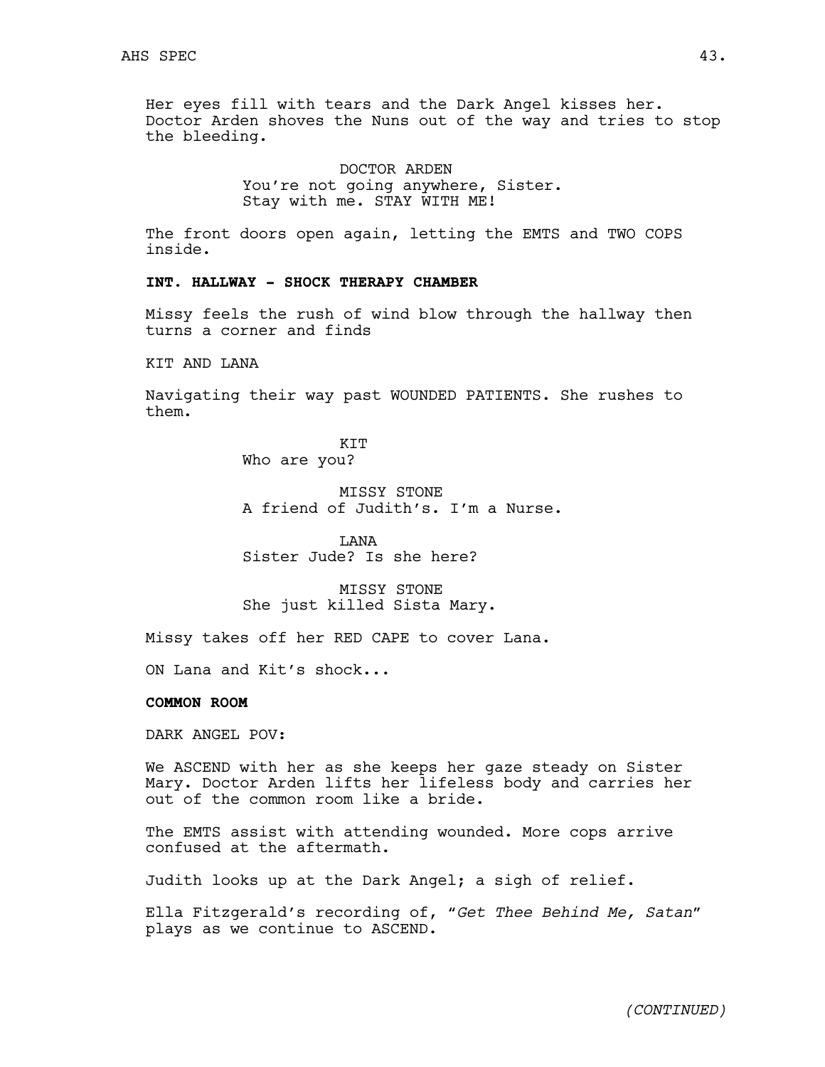Her eyes fill with tears and the Dark Angel kisses her. Doctor Arden shoves the Nuns out of the way and tries to stop the bleeding.

DOCTOR ARDEN
You're not going anywhere, Sister. Stay with me. STAY WITH ME!

The front doors open again, letting the EMTS and TWO COPS inside.

**INT. HALLWAY - SHOCK THERAPY CHAMBER**

Missy feels the rush of wind blow through the hallway then turns a corner and finds

KIT AND LANA

Navigating their way past WOUNDED PATIENTS. She rushes to them.

KIT
Who are you?

MISSY STONE
A friend of Judith's. I'm a Nurse.

LANA
Sister Jude? Is she here?

MISSY STONE
She just killed Sista Mary.

Missy takes off her RED CAPE to cover Lana.

ON Lana and Kit's shock...

**COMMON ROOM**

DARK ANGEL POV:

We ASCEND with her as she keeps her gaze steady on Sister Mary. Doctor Arden lifts her lifeless body and carries her out of the common room like a bride.

The EMTS assist with attending wounded. More cops arrive confused at the aftermath.

Judith looks up at the Dark Angel; a sigh of relief.

Ella Fitzgerald's recording of, "*Get Thee Behind Me, Satan*" plays as we continue to ASCEND.

*(CONTINUED)*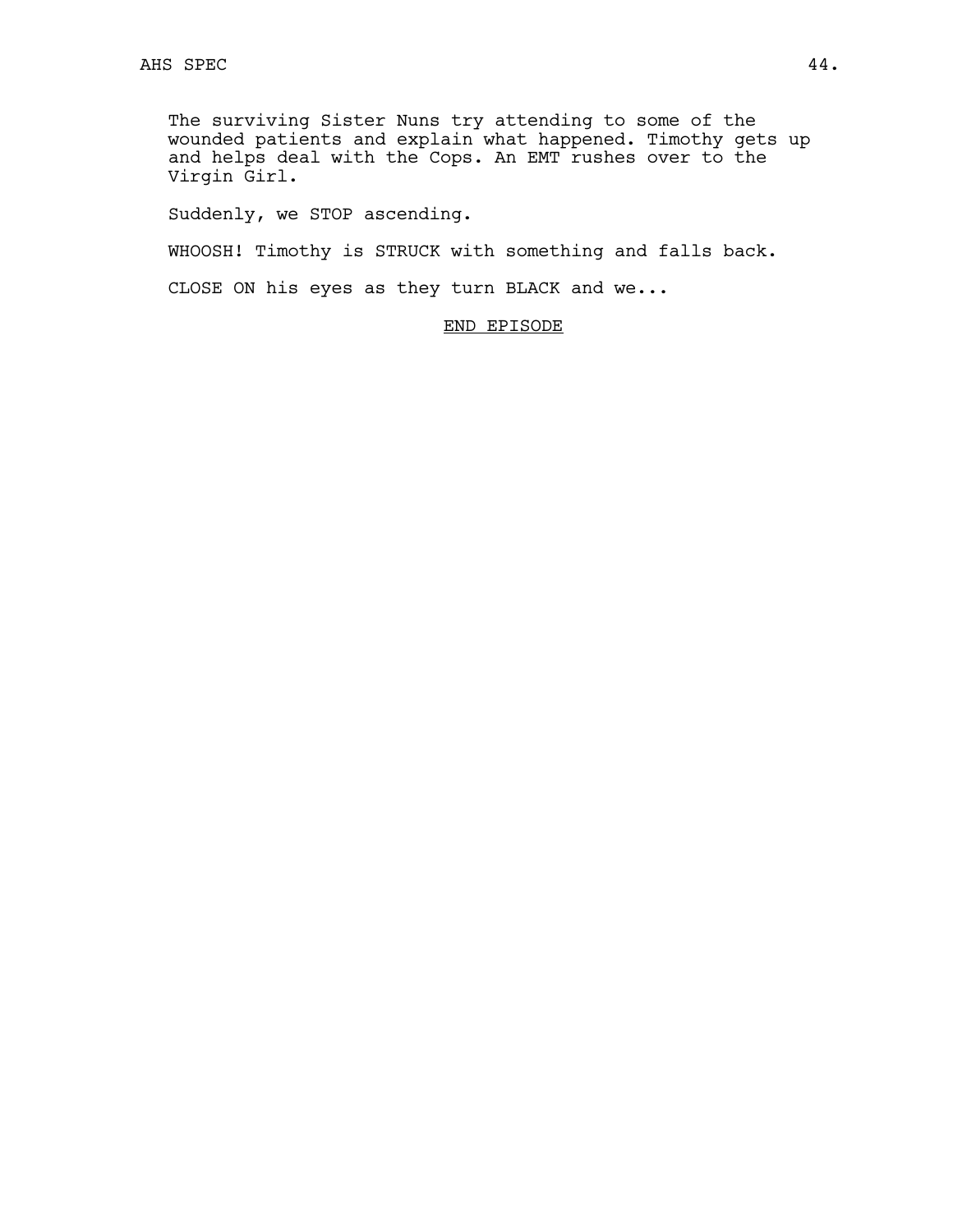The surviving Sister Nuns try attending to some of the wounded patients and explain what happened. Timothy gets up and helps deal with the Cops. An EMT rushes over to the Virgin Girl.

Suddenly, we STOP ascending.

WHOOSH! Timothy is STRUCK with something and falls back.

CLOSE ON his eyes as they turn BLACK and we...

END EPISODE